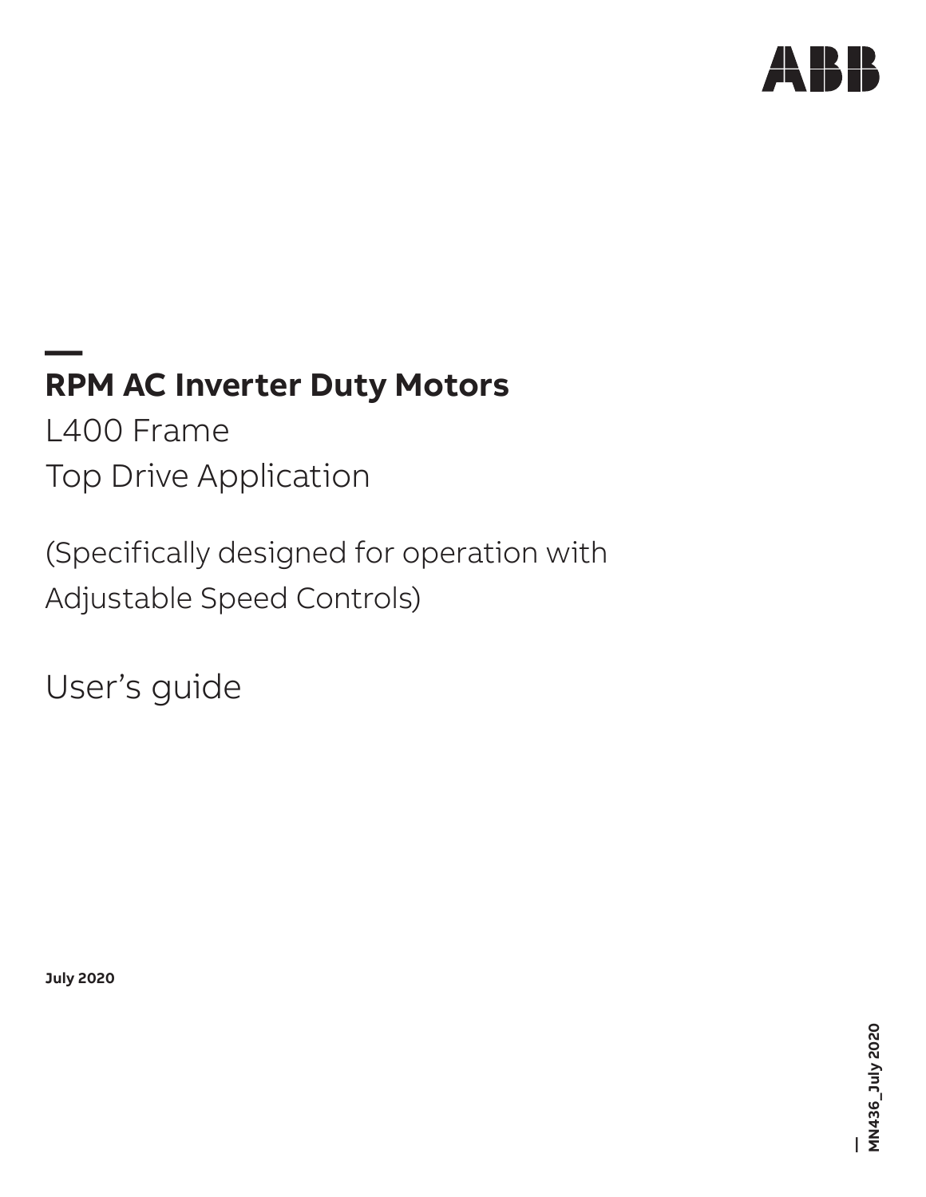# RPM AC Inverter Duty Motors

L400 Frame

Top Drive Application

(Specifically designed for operation with Adjustable Speed Controls)

User's guide

**July 2020**

**MN436_July 2020**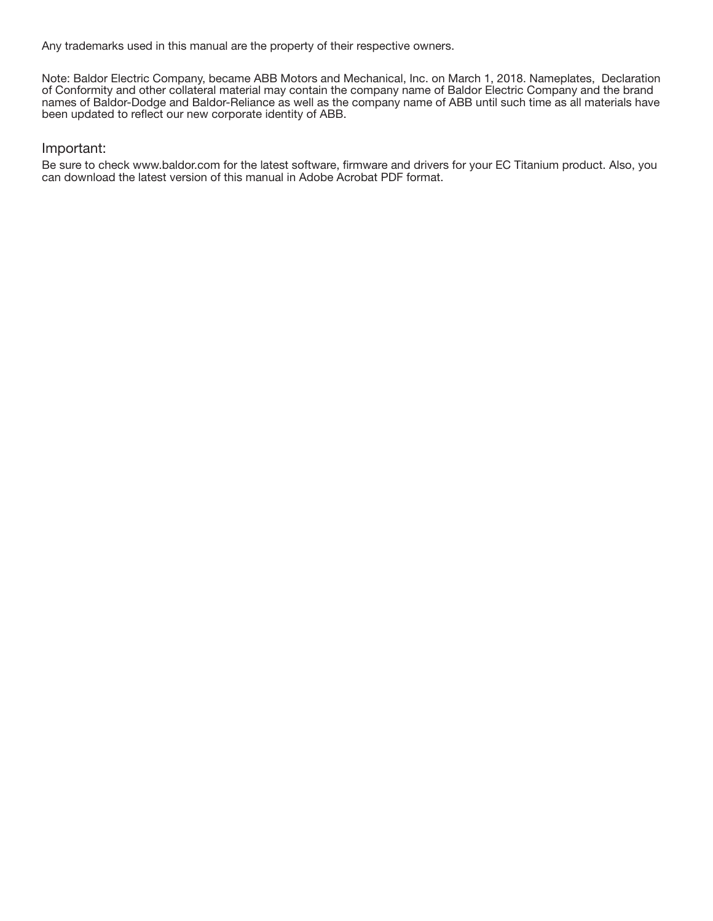Any trademarks used in this manual are the property of their respective owners.

Note: Baldor Electric Company, became ABB Motors and Mechanical, Inc. on March 1, 2018. Nameplates, Declaration of Conformity and other collateral material may contain the company name of Baldor Electric Company and the brand names of Baldor-Dodge and Baldor-Reliance as well as the company name of ABB until such time as all materials have been updated to reflect our new corporate identity of ABB.

## Important:

Be sure to check www.baldor.com for the latest software, firmware and drivers for your EC Titanium product. Also, you can download the latest version of this manual in Adobe Acrobat PDF format.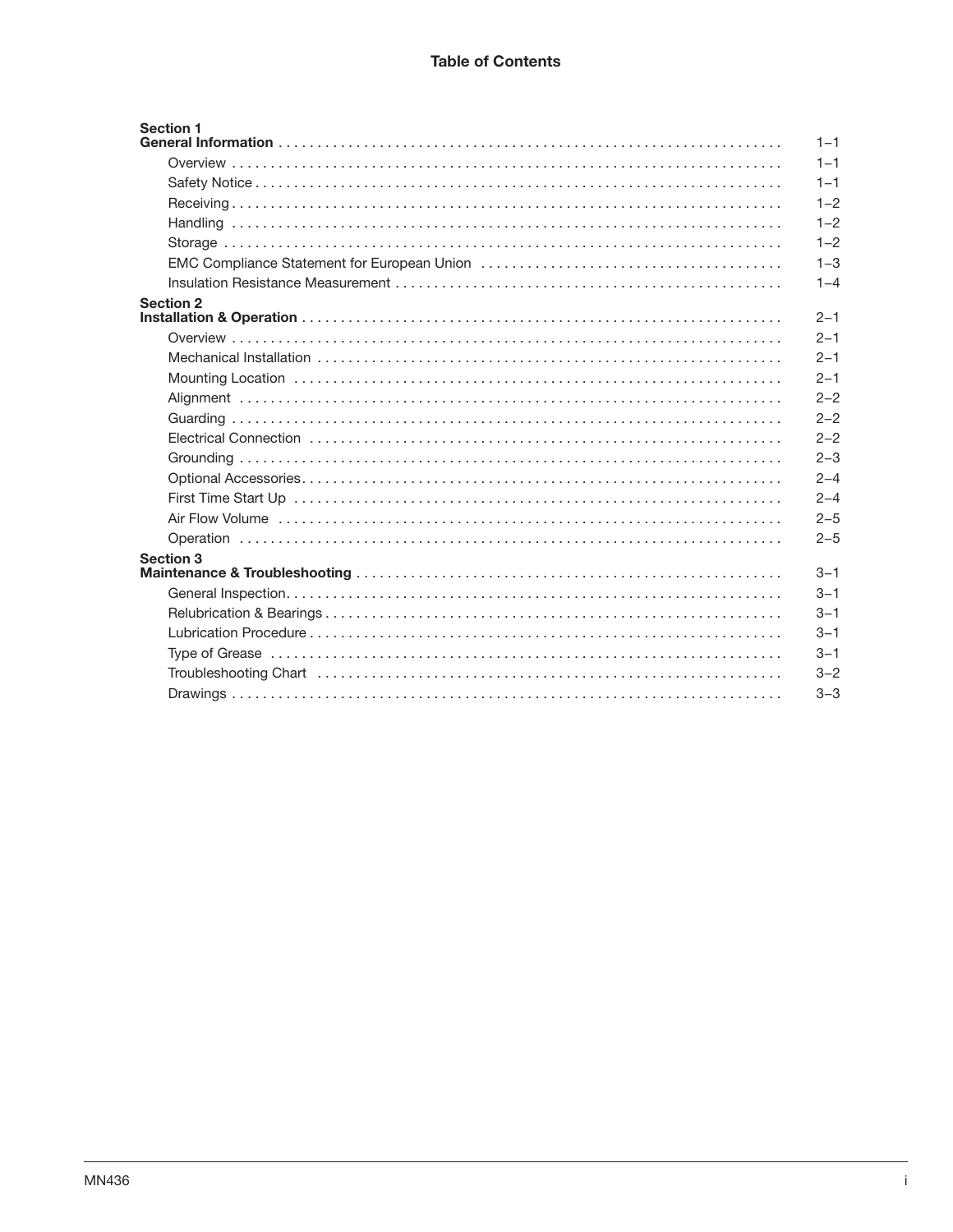# Table of Contents

**Section 1**
**General Information** . . . . . . . . . . 1–1

- Overview . . . . . . . . . . 1–1
- Safety Notice . . . . . . . . . . 1–1
- Receiving . . . . . . . . . . 1–2
- Handling . . . . . . . . . . 1–2
- Storage . . . . . . . . . . 1–2
- EMC Compliance Statement for European Union . . . . . . . . . . 1–3
- Insulation Resistance Measurement . . . . . . . . . . 1–4

**Section 2**
**Installation & Operation** . . . . . . . . . . 2–1

- Overview . . . . . . . . . . 2–1
- Mechanical Installation . . . . . . . . . . 2–1
- Mounting Location . . . . . . . . . . 2–1
- Alignment . . . . . . . . . . 2–2
- Guarding . . . . . . . . . . 2–2
- Electrical Connection . . . . . . . . . . 2–2
- Grounding . . . . . . . . . . 2–3
- Optional Accessories . . . . . . . . . . 2–4
- First Time Start Up . . . . . . . . . . 2–4
- Air Flow Volume . . . . . . . . . . 2–5
- Operation . . . . . . . . . . 2–5

**Section 3**
**Maintenance & Troubleshooting** . . . . . . . . . . 3–1

- General Inspection . . . . . . . . . . 3–1
- Relubrication & Bearings . . . . . . . . . . 3–1
- Lubrication Procedure . . . . . . . . . . 3–1
- Type of Grease . . . . . . . . . . 3–1
- Troubleshooting Chart . . . . . . . . . . 3–2
- Drawings . . . . . . . . . . 3–3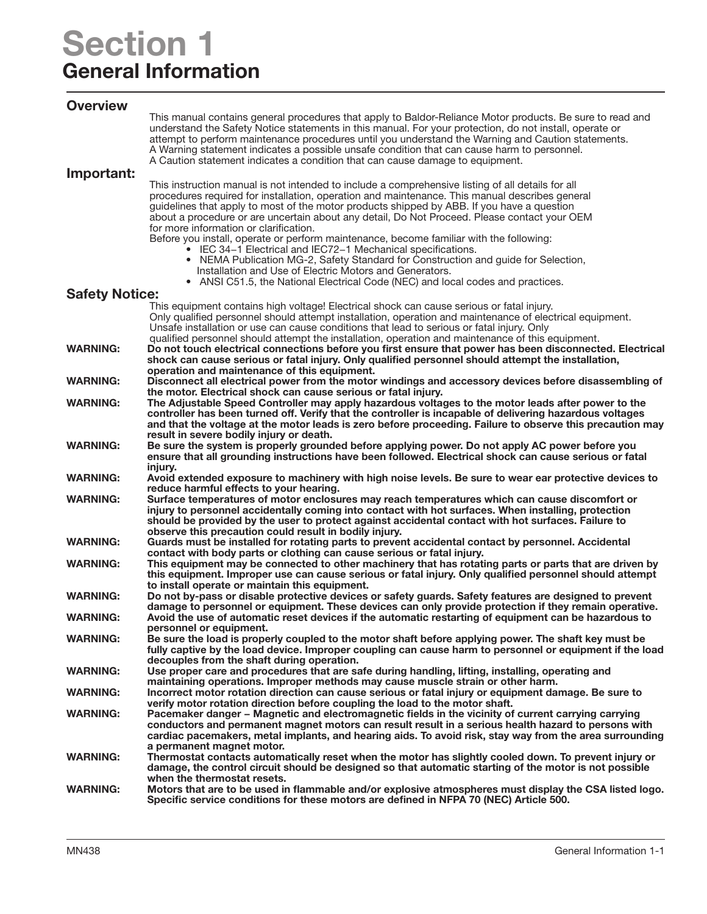# Section 1
## General Information

### Overview

This manual contains general procedures that apply to Baldor-Reliance Motor products. Be sure to read and understand the Safety Notice statements in this manual. For your protection, do not install, operate or attempt to perform maintenance procedures until you understand the Warning and Caution statements. A Warning statement indicates a possible unsafe condition that can cause harm to personnel. A Caution statement indicates a condition that can cause damage to equipment.

### Important:

This instruction manual is not intended to include a comprehensive listing of all details for all procedures required for installation, operation and maintenance. This manual describes general guidelines that apply to most of the motor products shipped by ABB. If you have a question about a procedure or are uncertain about any detail, Do Not Proceed. Please contact your OEM for more information or clarification.

Before you install, operate or perform maintenance, become familiar with the following:

- IEC 34−1 Electrical and IEC72−1 Mechanical specifications.
- NEMA Publication MG-2, Safety Standard for Construction and guide for Selection, Installation and Use of Electric Motors and Generators.
- ANSI C51.5, the National Electrical Code (NEC) and local codes and practices.

### Safety Notice:

This equipment contains high voltage! Electrical shock can cause serious or fatal injury. Only qualified personnel should attempt installation, operation and maintenance of electrical equipment. Unsafe installation or use can cause conditions that lead to serious or fatal injury. Only qualified personnel should attempt the installation, operation and maintenance of this equipment.

**WARNING:** **Do not touch electrical connections before you first ensure that power has been disconnected. Electrical shock can cause serious or fatal injury. Only qualified personnel should attempt the installation, operation and maintenance of this equipment.**

**WARNING:** **Disconnect all electrical power from the motor windings and accessory devices before disassembling of the motor. Electrical shock can cause serious or fatal injury.**

**WARNING:** **The Adjustable Speed Controller may apply hazardous voltages to the motor leads after power to the controller has been turned off. Verify that the controller is incapable of delivering hazardous voltages and that the voltage at the motor leads is zero before proceeding. Failure to observe this precaution may result in severe bodily injury or death.**

**WARNING:** **Be sure the system is properly grounded before applying power. Do not apply AC power before you ensure that all grounding instructions have been followed. Electrical shock can cause serious or fatal injury.**

**WARNING:** **Avoid extended exposure to machinery with high noise levels. Be sure to wear ear protective devices to reduce harmful effects to your hearing.**

**WARNING:** **Surface temperatures of motor enclosures may reach temperatures which can cause discomfort or injury to personnel accidentally coming into contact with hot surfaces. When installing, protection should be provided by the user to protect against accidental contact with hot surfaces. Failure to observe this precaution could result in bodily injury.**

**WARNING:** **Guards must be installed for rotating parts to prevent accidental contact by personnel. Accidental contact with body parts or clothing can cause serious or fatal injury.**

**WARNING:** **This equipment may be connected to other machinery that has rotating parts or parts that are driven by this equipment. Improper use can cause serious or fatal injury. Only qualified personnel should attempt to install operate or maintain this equipment.**

**WARNING:** **Do not by-pass or disable protective devices or safety guards. Safety features are designed to prevent damage to personnel or equipment. These devices can only provide protection if they remain operative.**

**WARNING:** **Avoid the use of automatic reset devices if the automatic restarting of equipment can be hazardous to personnel or equipment.**

**WARNING:** **Be sure the load is properly coupled to the motor shaft before applying power. The shaft key must be fully captive by the load device. Improper coupling can cause harm to personnel or equipment if the load decouples from the shaft during operation.**

**WARNING:** **Use proper care and procedures that are safe during handling, lifting, installing, operating and maintaining operations. Improper methods may cause muscle strain or other harm.**

**WARNING:** **Incorrect motor rotation direction can cause serious or fatal injury or equipment damage. Be sure to verify motor rotation direction before coupling the load to the motor shaft.**

**WARNING:** **Pacemaker danger – Magnetic and electromagnetic fields in the vicinity of current carrying carrying conductors and permanent magnet motors can result result in a serious health hazard to persons with cardiac pacemakers, metal implants, and hearing aids. To avoid risk, stay way from the area surrounding a permanent magnet motor.**

**WARNING:** **Thermostat contacts automatically reset when the motor has slightly cooled down. To prevent injury or damage, the control circuit should be designed so that automatic starting of the motor is not possible when the thermostat resets.**

**WARNING:** **Motors that are to be used in flammable and/or explosive atmospheres must display the CSA listed logo. Specific service conditions for these motors are defined in NFPA 70 (NEC) Article 500.**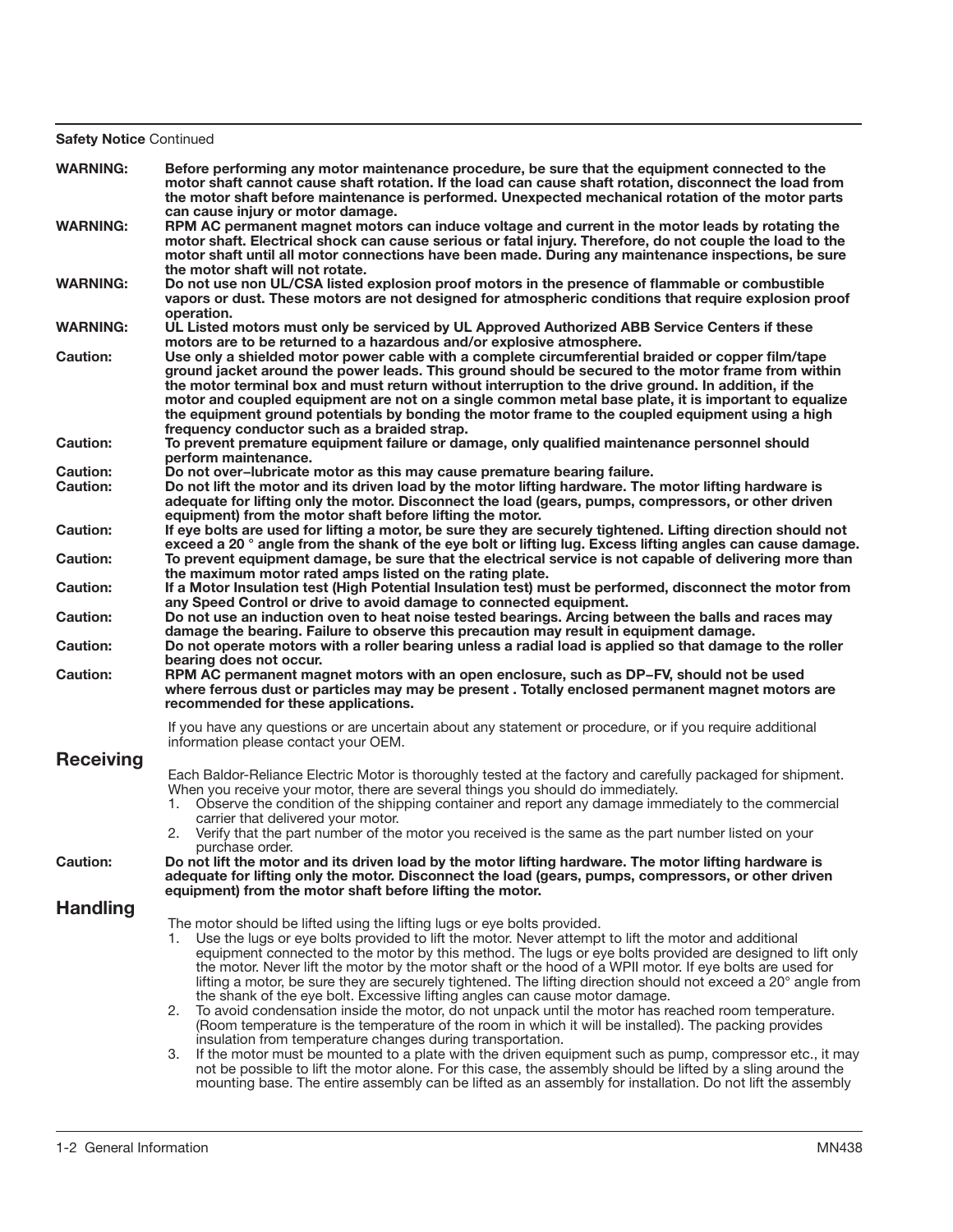**Safety Notice** Continued

**WARNING:** **Before performing any motor maintenance procedure, be sure that the equipment connected to the motor shaft cannot cause shaft rotation. If the load can cause shaft rotation, disconnect the load from the motor shaft before maintenance is performed. Unexpected mechanical rotation of the motor parts can cause injury or motor damage.**

**WARNING:** **RPM AC permanent magnet motors can induce voltage and current in the motor leads by rotating the motor shaft. Electrical shock can cause serious or fatal injury. Therefore, do not couple the load to the motor shaft until all motor connections have been made. During any maintenance inspections, be sure the motor shaft will not rotate.**

**WARNING:** **Do not use non UL/CSA listed explosion proof motors in the presence of flammable or combustible vapors or dust. These motors are not designed for atmospheric conditions that require explosion proof operation.**

**WARNING:** **UL Listed motors must only be serviced by UL Approved Authorized ABB Service Centers if these motors are to be returned to a hazardous and/or explosive atmosphere.**

**Caution:** **Use only a shielded motor power cable with a complete circumferential braided or copper film/tape ground jacket around the power leads. This ground should be secured to the motor frame from within the motor terminal box and must return without interruption to the drive ground. In addition, if the motor and coupled equipment are not on a single common metal base plate, it is important to equalize the equipment ground potentials by bonding the motor frame to the coupled equipment using a high frequency conductor such as a braided strap.**

**Caution:** **To prevent premature equipment failure or damage, only qualified maintenance personnel should perform maintenance.**

**Caution:** **Do not over–lubricate motor as this may cause premature bearing failure.**

**Caution:** **Do not lift the motor and its driven load by the motor lifting hardware. The motor lifting hardware is adequate for lifting only the motor. Disconnect the load (gears, pumps, compressors, or other driven equipment) from the motor shaft before lifting the motor.**

**Caution:** **If eye bolts are used for lifting a motor, be sure they are securely tightened. Lifting direction should not exceed a 20 ° angle from the shank of the eye bolt or lifting lug. Excess lifting angles can cause damage.**

**Caution:** **To prevent equipment damage, be sure that the electrical service is not capable of delivering more than the maximum motor rated amps listed on the rating plate.**

**Caution:** **If a Motor Insulation test (High Potential Insulation test) must be performed, disconnect the motor from any Speed Control or drive to avoid damage to connected equipment.**

**Caution:** **Do not use an induction oven to heat noise tested bearings. Arcing between the balls and races may damage the bearing. Failure to observe this precaution may result in equipment damage.**

**Caution:** **Do not operate motors with a roller bearing unless a radial load is applied so that damage to the roller bearing does not occur.**

**Caution:** **RPM AC permanent magnet motors with an open enclosure, such as DP–FV, should not be used where ferrous dust or particles may may be present . Totally enclosed permanent magnet motors are recommended for these applications.**

If you have any questions or are uncertain about any statement or procedure, or if you require additional information please contact your OEM.

## Receiving

Each Baldor-Reliance Electric Motor is thoroughly tested at the factory and carefully packaged for shipment. When you receive your motor, there are several things you should do immediately.

1. Observe the condition of the shipping container and report any damage immediately to the commercial carrier that delivered your motor.
2. Verify that the part number of the motor you received is the same as the part number listed on your purchase order.

**Caution:** **Do not lift the motor and its driven load by the motor lifting hardware. The motor lifting hardware is adequate for lifting only the motor. Disconnect the load (gears, pumps, compressors, or other driven equipment) from the motor shaft before lifting the motor.**

## Handling

The motor should be lifted using the lifting lugs or eye bolts provided.

1. Use the lugs or eye bolts provided to lift the motor. Never attempt to lift the motor and additional equipment connected to the motor by this method. The lugs or eye bolts provided are designed to lift only the motor. Never lift the motor by the motor shaft or the hood of a WPII motor. If eye bolts are used for lifting a motor, be sure they are securely tightened. The lifting direction should not exceed a 20° angle from the shank of the eye bolt. Excessive lifting angles can cause motor damage.
2. To avoid condensation inside the motor, do not unpack until the motor has reached room temperature. (Room temperature is the temperature of the room in which it will be installed). The packing provides insulation from temperature changes during transportation.
3. If the motor must be mounted to a plate with the driven equipment such as pump, compressor etc., it may not be possible to lift the motor alone. For this case, the assembly should be lifted by a sling around the mounting base. The entire assembly can be lifted as an assembly for installation. Do not lift the assembly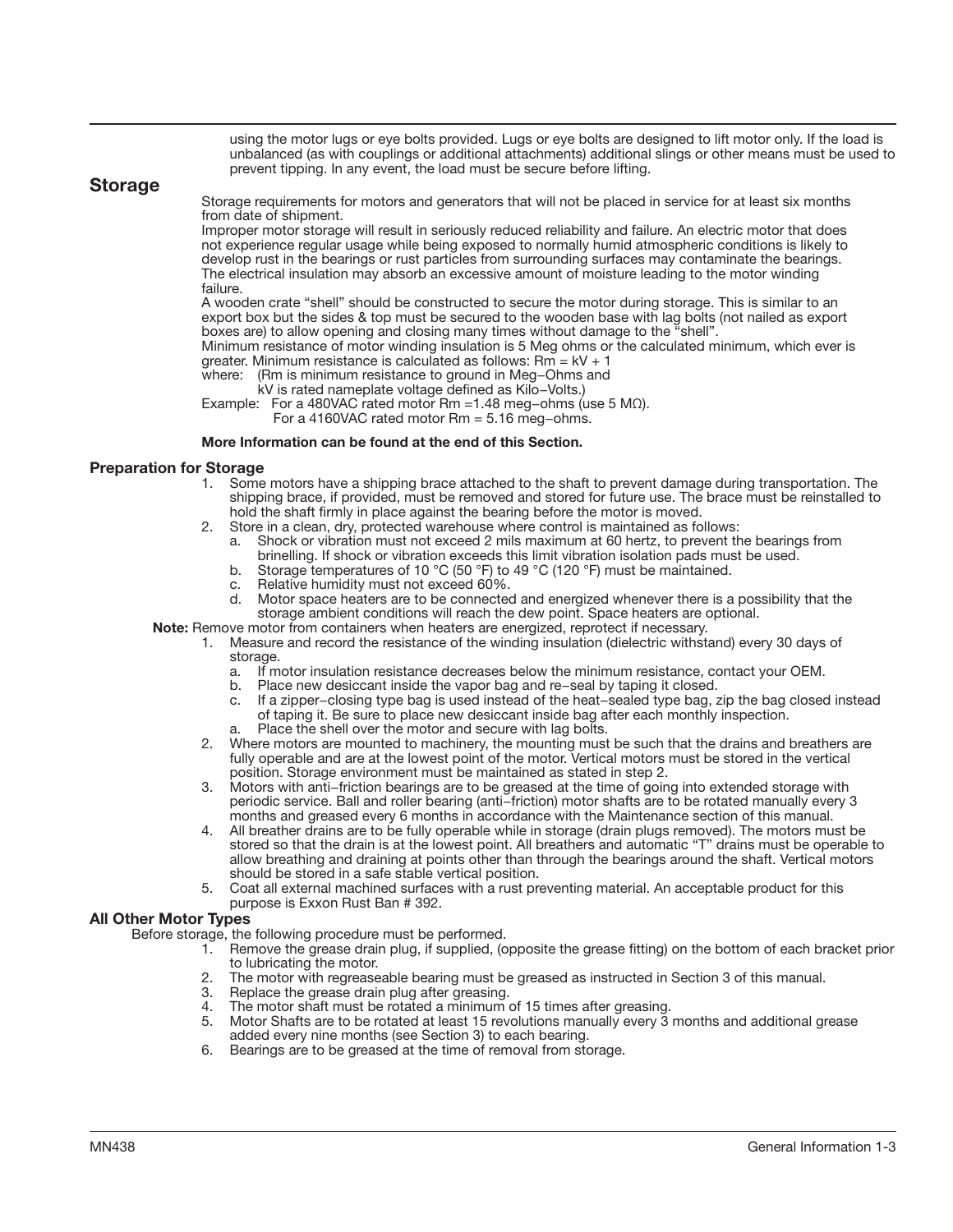using the motor lugs or eye bolts provided. Lugs or eye bolts are designed to lift motor only. If the load is unbalanced (as with couplings or additional attachments) additional slings or other means must be used to prevent tipping. In any event, the load must be secure before lifting.

## Storage

Storage requirements for motors and generators that will not be placed in service for at least six months from date of shipment.

Improper motor storage will result in seriously reduced reliability and failure. An electric motor that does not experience regular usage while being exposed to normally humid atmospheric conditions is likely to develop rust in the bearings or rust particles from surrounding surfaces may contaminate the bearings. The electrical insulation may absorb an excessive amount of moisture leading to the motor winding failure.

A wooden crate "shell" should be constructed to secure the motor during storage. This is similar to an export box but the sides & top must be secured to the wooden base with lag bolts (not nailed as export boxes are) to allow opening and closing many times without damage to the "shell".

Minimum resistance of motor winding insulation is 5 Meg ohms or the calculated minimum, which ever is greater. Minimum resistance is calculated as follows: Rm = kV + 1

where: (Rm is minimum resistance to ground in Meg−Ohms and
kV is rated nameplate voltage defined as Kilo−Volts.)

Example: For a 480VAC rated motor Rm =1.48 meg−ohms (use 5 MΩ).
For a 4160VAC rated motor Rm = 5.16 meg−ohms.

**More Information can be found at the end of this Section.**

### Preparation for Storage

1. Some motors have a shipping brace attached to the shaft to prevent damage during transportation. The shipping brace, if provided, must be removed and stored for future use. The brace must be reinstalled to hold the shaft firmly in place against the bearing before the motor is moved.
2. Store in a clean, dry, protected warehouse where control is maintained as follows:
   a. Shock or vibration must not exceed 2 mils maximum at 60 hertz, to prevent the bearings from brinelling. If shock or vibration exceeds this limit vibration isolation pads must be used.
   b. Storage temperatures of 10 °C (50 °F) to 49 °C (120 °F) must be maintained.
   c. Relative humidity must not exceed 60%.
   d. Motor space heaters are to be connected and energized whenever there is a possibility that the storage ambient conditions will reach the dew point. Space heaters are optional.

**Note:** Remove motor from containers when heaters are energized, reprotect if necessary.

1. Measure and record the resistance of the winding insulation (dielectric withstand) every 30 days of storage.
   a. If motor insulation resistance decreases below the minimum resistance, contact your OEM.
   b. Place new desiccant inside the vapor bag and re−seal by taping it closed.
   c. If a zipper−closing type bag is used instead of the heat−sealed type bag, zip the bag closed instead of taping it. Be sure to place new desiccant inside bag after each monthly inspection.
   a. Place the shell over the motor and secure with lag bolts.
2. Where motors are mounted to machinery, the mounting must be such that the drains and breathers are fully operable and are at the lowest point of the motor. Vertical motors must be stored in the vertical position. Storage environment must be maintained as stated in step 2.
3. Motors with anti−friction bearings are to be greased at the time of going into extended storage with periodic service. Ball and roller bearing (anti−friction) motor shafts are to be rotated manually every 3 months and greased every 6 months in accordance with the Maintenance section of this manual.
4. All breather drains are to be fully operable while in storage (drain plugs removed). The motors must be stored so that the drain is at the lowest point. All breathers and automatic "T" drains must be operable to allow breathing and draining at points other than through the bearings around the shaft. Vertical motors should be stored in a safe stable vertical position.
5. Coat all external machined surfaces with a rust preventing material. An acceptable product for this purpose is Exxon Rust Ban # 392.

### All Other Motor Types

Before storage, the following procedure must be performed.

1. Remove the grease drain plug, if supplied, (opposite the grease fitting) on the bottom of each bracket prior to lubricating the motor.
2. The motor with regreaseable bearing must be greased as instructed in Section 3 of this manual.
3. Replace the grease drain plug after greasing.
4. The motor shaft must be rotated a minimum of 15 times after greasing.
5. Motor Shafts are to be rotated at least 15 revolutions manually every 3 months and additional grease added every nine months (see Section 3) to each bearing.
6. Bearings are to be greased at the time of removal from storage.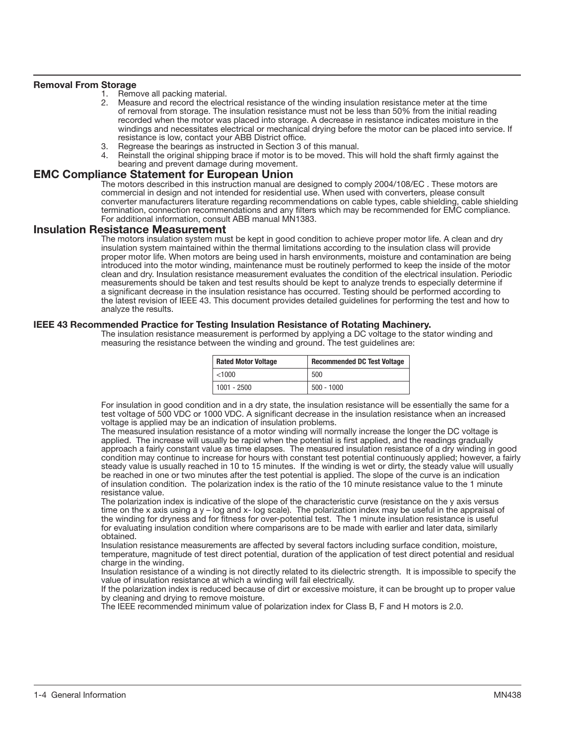### Removal From Storage

1. Remove all packing material.
2. Measure and record the electrical resistance of the winding insulation resistance meter at the time of removal from storage. The insulation resistance must not be less than 50% from the initial reading recorded when the motor was placed into storage. A decrease in resistance indicates moisture in the windings and necessitates electrical or mechanical drying before the motor can be placed into service. If resistance is low, contact your ABB District office.
3. Regrease the bearings as instructed in Section 3 of this manual.
4. Reinstall the original shipping brace if motor is to be moved. This will hold the shaft firmly against the bearing and prevent damage during movement.

## EMC Compliance Statement for European Union

The motors described in this instruction manual are designed to comply 2004/108/EC . These motors are commercial in design and not intended for residential use. When used with converters, please consult converter manufacturers literature regarding recommendations on cable types, cable shielding, cable shielding termination, connection recommendations and any filters which may be recommended for EMC compliance. For additional information, consult ABB manual MN1383.

## Insulation Resistance Measurement

The motors insulation system must be kept in good condition to achieve proper motor life. A clean and dry insulation system maintained within the thermal limitations according to the insulation class will provide proper motor life. When motors are being used in harsh environments, moisture and contamination are being introduced into the motor winding, maintenance must be routinely performed to keep the inside of the motor clean and dry. Insulation resistance measurement evaluates the condition of the electrical insulation. Periodic measurements should be taken and test results should be kept to analyze trends to especially determine if a significant decrease in the insulation resistance has occurred. Testing should be performed according to the latest revision of IEEE 43. This document provides detailed guidelines for performing the test and how to analyze the results.

### IEEE 43 Recommended Practice for Testing Insulation Resistance of Rotating Machinery.

The insulation resistance measurement is performed by applying a DC voltage to the stator winding and measuring the resistance between the winding and ground. The test guidelines are:

| Rated Motor Voltage | Recommended DC Test Voltage |
|---|---|
| <1000 | 500 |
| 1001 - 2500 | 500 - 1000 |

For insulation in good condition and in a dry state, the insulation resistance will be essentially the same for a test voltage of 500 VDC or 1000 VDC. A significant decrease in the insulation resistance when an increased voltage is applied may be an indication of insulation problems.

The measured insulation resistance of a motor winding will normally increase the longer the DC voltage is applied. The increase will usually be rapid when the potential is first applied, and the readings gradually approach a fairly constant value as time elapses. The measured insulation resistance of a dry winding in good condition may continue to increase for hours with constant test potential continuously applied; however, a fairly steady value is usually reached in 10 to 15 minutes. If the winding is wet or dirty, the steady value will usually be reached in one or two minutes after the test potential is applied. The slope of the curve is an indication of insulation condition. The polarization index is the ratio of the 10 minute resistance value to the 1 minute resistance value.

The polarization index is indicative of the slope of the characteristic curve (resistance on the y axis versus time on the x axis using a y – log and x- log scale). The polarization index may be useful in the appraisal of the winding for dryness and for fitness for over-potential test. The 1 minute insulation resistance is useful for evaluating insulation condition where comparisons are to be made with earlier and later data, similarly obtained.

Insulation resistance measurements are affected by several factors including surface condition, moisture, temperature, magnitude of test direct potential, duration of the application of test direct potential and residual charge in the winding.

Insulation resistance of a winding is not directly related to its dielectric strength. It is impossible to specify the value of insulation resistance at which a winding will fail electrically.

If the polarization index is reduced because of dirt or excessive moisture, it can be brought up to proper value by cleaning and drying to remove moisture.

The IEEE recommended minimum value of polarization index for Class B, F and H motors is 2.0.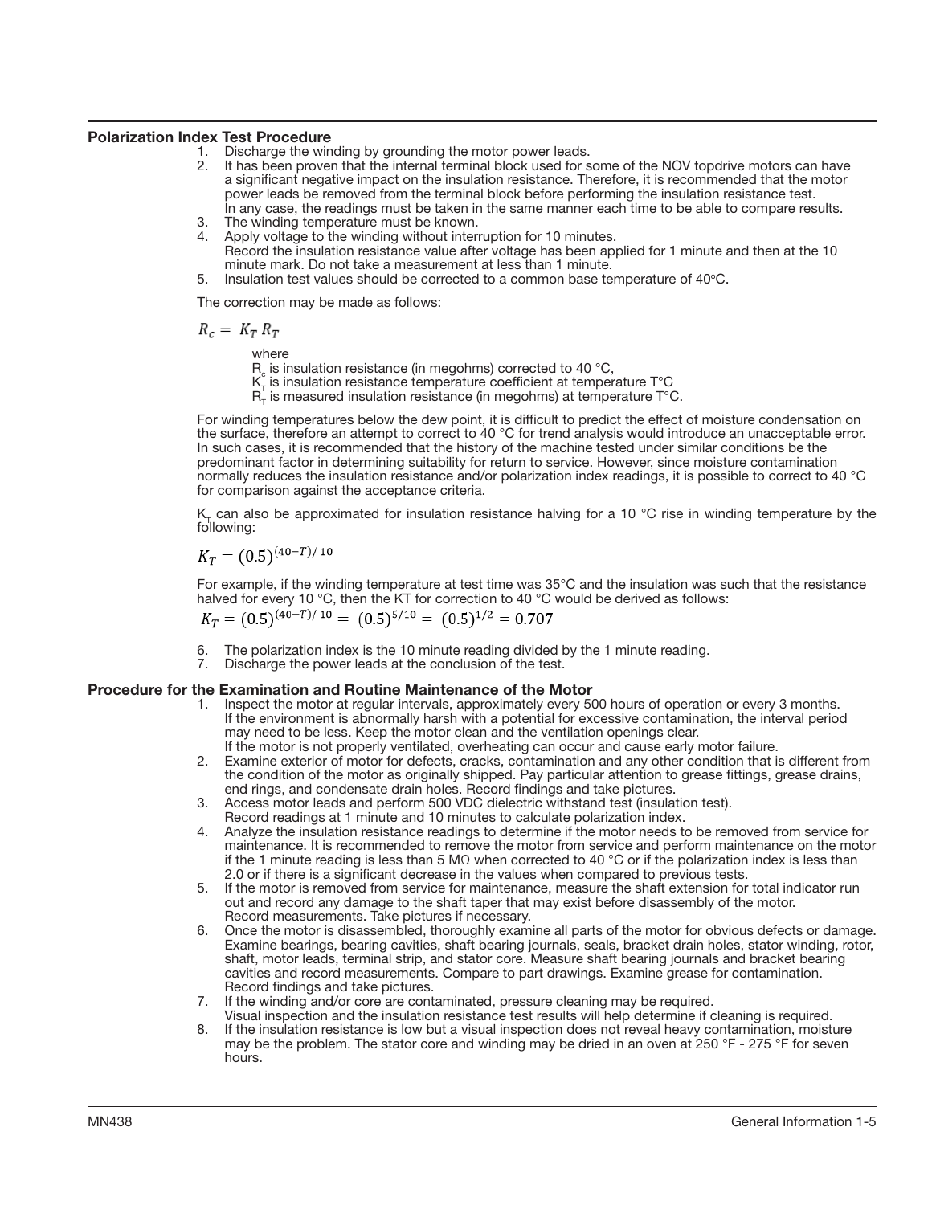### Polarization Index Test Procedure

1. Discharge the winding by grounding the motor power leads.
2. It has been proven that the internal terminal block used for some of the NOV topdrive motors can have a significant negative impact on the insulation resistance. Therefore, it is recommended that the motor power leads be removed from the terminal block before performing the insulation resistance test.
   In any case, the readings must be taken in the same manner each time to be able to compare results.
3. The winding temperature must be known.
4. Apply voltage to the winding without interruption for 10 minutes.
   Record the insulation resistance value after voltage has been applied for 1 minute and then at the 10 minute mark. Do not take a measurement at less than 1 minute.
5. Insulation test values should be corrected to a common base temperature of 40°C.

The correction may be made as follows:

$$R_c = K_T R_T$$

where

$R_c$ is insulation resistance (in megohms) corrected to 40 °C,
$K_T$ is insulation resistance temperature coefficient at temperature T°C
$R_T$ is measured insulation resistance (in megohms) at temperature T°C.

For winding temperatures below the dew point, it is difficult to predict the effect of moisture condensation on the surface, therefore an attempt to correct to 40 °C for trend analysis would introduce an unacceptable error. In such cases, it is recommended that the history of the machine tested under similar conditions be the predominant factor in determining suitability for return to service. However, since moisture contamination normally reduces the insulation resistance and/or polarization index readings, it is possible to correct to 40 °C for comparison against the acceptance criteria.

$K_T$ can also be approximated for insulation resistance halving for a 10 °C rise in winding temperature by the following:

$$K_T = (0.5)^{(40-T)/10}$$

For example, if the winding temperature at test time was 35°C and the insulation was such that the resistance halved for every 10 °C, then the KT for correction to 40 °C would be derived as follows:

$$K_T = (0.5)^{(40-T)/10} = (0.5)^{5/10} = (0.5)^{1/2} = 0.707$$

6. The polarization index is the 10 minute reading divided by the 1 minute reading.
7. Discharge the power leads at the conclusion of the test.

### Procedure for the Examination and Routine Maintenance of the Motor

1. Inspect the motor at regular intervals, approximately every 500 hours of operation or every 3 months. If the environment is abnormally harsh with a potential for excessive contamination, the interval period may need to be less. Keep the motor clean and the ventilation openings clear.
   If the motor is not properly ventilated, overheating can occur and cause early motor failure.
2. Examine exterior of motor for defects, cracks, contamination and any other condition that is different from the condition of the motor as originally shipped. Pay particular attention to grease fittings, grease drains, end rings, and condensate drain holes. Record findings and take pictures.
3. Access motor leads and perform 500 VDC dielectric withstand test (insulation test).
   Record readings at 1 minute and 10 minutes to calculate polarization index.
4. Analyze the insulation resistance readings to determine if the motor needs to be removed from service for maintenance. It is recommended to remove the motor from service and perform maintenance on the motor if the 1 minute reading is less than 5 MΩ when corrected to 40 °C or if the polarization index is less than 2.0 or if there is a significant decrease in the values when compared to previous tests.
5. If the motor is removed from service for maintenance, measure the shaft extension for total indicator run out and record any damage to the shaft taper that may exist before disassembly of the motor.
   Record measurements. Take pictures if necessary.
6. Once the motor is disassembled, thoroughly examine all parts of the motor for obvious defects or damage. Examine bearings, bearing cavities, shaft bearing journals, seals, bracket drain holes, stator winding, rotor, shaft, motor leads, terminal strip, and stator core. Measure shaft bearing journals and bracket bearing cavities and record measurements. Compare to part drawings. Examine grease for contamination.
   Record findings and take pictures.
7. If the winding and/or core are contaminated, pressure cleaning may be required.
   Visual inspection and the insulation resistance test results will help determine if cleaning is required.
8. If the insulation resistance is low but a visual inspection does not reveal heavy contamination, moisture may be the problem. The stator core and winding may be dried in an oven at 250 °F - 275 °F for seven hours.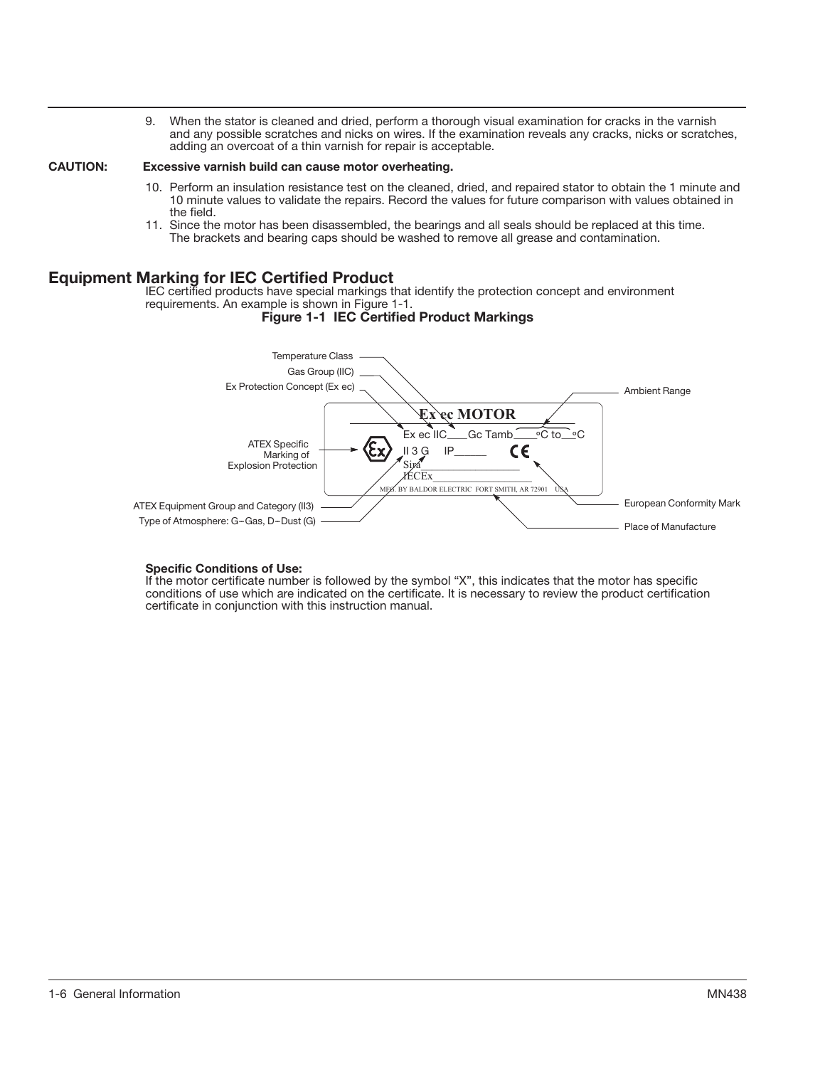9. When the stator is cleaned and dried, perform a thorough visual examination for cracks in the varnish and any possible scratches and nicks on wires. If the examination reveals any cracks, nicks or scratches, adding an overcoat of a thin varnish for repair is acceptable.

**CAUTION: Excessive varnish build can cause motor overheating.**

10. Perform an insulation resistance test on the cleaned, dried, and repaired stator to obtain the 1 minute and 10 minute values to validate the repairs. Record the values for future comparison with values obtained in the field.
11. Since the motor has been disassembled, the bearings and all seals should be replaced at this time. The brackets and bearing caps should be washed to remove all grease and contamination.

## Equipment Marking for IEC Certified Product

IEC certified products have special markings that identify the protection concept and environment requirements. An example is shown in Figure 1-1.

**Figure 1-1 IEC Certified Product Markings**

Temperature Class
Gas Group (IIC)
Ex Protection Concept (Ex ec)
Ambient Range
ATEX Specific Marking of Explosion Protection
ATEX Equipment Group and Category (II3)
Type of Atmosphere: G–Gas, D–Dust (G)
European Conformity Mark
Place of Manufacture

Ex ec MOTOR
Ex ec IIC___Gc Tamb____°C to__°C
II 3 G IP______
Sira
IECEx
MFG. BY BALDOR ELECTRIC FORT SMITH, AR 72901 USA

**Specific Conditions of Use:**
If the motor certificate number is followed by the symbol "X", this indicates that the motor has specific conditions of use which are indicated on the certificate. It is necessary to review the product certification certificate in conjunction with this instruction manual.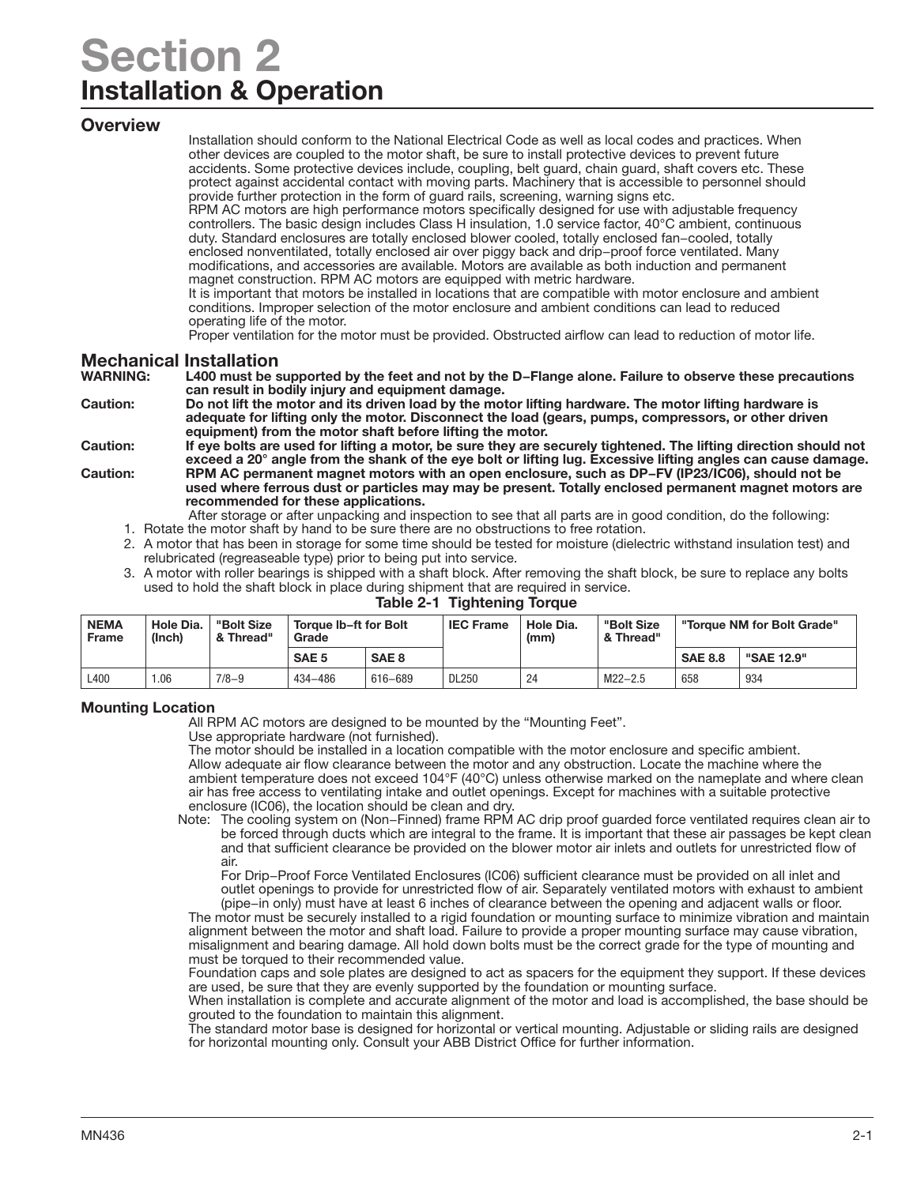# Section 2
## Installation & Operation

### Overview

Installation should conform to the National Electrical Code as well as local codes and practices. When other devices are coupled to the motor shaft, be sure to install protective devices to prevent future accidents. Some protective devices include, coupling, belt guard, chain guard, shaft covers etc. These protect against accidental contact with moving parts. Machinery that is accessible to personnel should provide further protection in the form of guard rails, screening, warning signs etc.

RPM AC motors are high performance motors specifically designed for use with adjustable frequency controllers. The basic design includes Class H insulation, 1.0 service factor, 40°C ambient, continuous duty. Standard enclosures are totally enclosed blower cooled, totally enclosed fan−cooled, totally enclosed nonventilated, totally enclosed air over piggy back and drip−proof force ventilated. Many modifications, and accessories are available. Motors are available as both induction and permanent magnet construction. RPM AC motors are equipped with metric hardware.

It is important that motors be installed in locations that are compatible with motor enclosure and ambient conditions. Improper selection of the motor enclosure and ambient conditions can lead to reduced operating life of the motor.

Proper ventilation for the motor must be provided. Obstructed airflow can lead to reduction of motor life.

### Mechanical Installation

**WARNING: L400 must be supported by the feet and not by the D−Flange alone. Failure to observe these precautions can result in bodily injury and equipment damage.**

**Caution: Do not lift the motor and its driven load by the motor lifting hardware. The motor lifting hardware is adequate for lifting only the motor. Disconnect the load (gears, pumps, compressors, or other driven equipment) from the motor shaft before lifting the motor.**

**Caution: If eye bolts are used for lifting a motor, be sure they are securely tightened. The lifting direction should not exceed a 20° angle from the shank of the eye bolt or lifting lug. Excessive lifting angles can cause damage.**

**Caution: RPM AC permanent magnet motors with an open enclosure, such as DP−FV (IP23/IC06), should not be used where ferrous dust or particles may be present. Totally enclosed permanent magnet motors are recommended for these applications.**

After storage or after unpacking and inspection to see that all parts are in good condition, do the following:

1. Rotate the motor shaft by hand to be sure there are no obstructions to free rotation.
2. A motor that has been in storage for some time should be tested for moisture (dielectric withstand insulation test) and relubricated (regreaseable type) prior to being put into service.
3. A motor with roller bearings is shipped with a shaft block. After removing the shaft block, be sure to replace any bolts used to hold the shaft block in place during shipment that are required in service.

**Table 2-1 Tightening Torque**

| NEMA Frame | Hole Dia. (Inch) | "Bolt Size & Thread" | Torque lb−ft for Bolt Grade | | IEC Frame | Hole Dia. (mm) | "Bolt Size & Thread" | "Torque NM for Bolt Grade" | |
|---|---|---|---|---|---|---|---|---|---|
| | | | SAE 5 | SAE 8 | | | | SAE 8.8 | "SAE 12.9" |
| L400 | 1.06 | 7/8−9 | 434−486 | 616−689 | DL250 | 24 | M22−2.5 | 658 | 934 |

#### Mounting Location

All RPM AC motors are designed to be mounted by the "Mounting Feet".

Use appropriate hardware (not furnished).

The motor should be installed in a location compatible with the motor enclosure and specific ambient.

Allow adequate air flow clearance between the motor and any obstruction. Locate the machine where the ambient temperature does not exceed 104°F (40°C) unless otherwise marked on the nameplate and where clean air has free access to ventilating intake and outlet openings. Except for machines with a suitable protective enclosure (IC06), the location should be clean and dry.

Note: The cooling system on (Non−Finned) frame RPM AC drip proof guarded force ventilated requires clean air to be forced through ducts which are integral to the frame. It is important that these air passages be kept clean and that sufficient clearance be provided on the blower motor air inlets and outlets for unrestricted flow of air.

For Drip−Proof Force Ventilated Enclosures (IC06) sufficient clearance must be provided on all inlet and outlet openings to provide for unrestricted flow of air. Separately ventilated motors with exhaust to ambient (pipe−in only) must have at least 6 inches of clearance between the opening and adjacent walls or floor.

The motor must be securely installed to a rigid foundation or mounting surface to minimize vibration and maintain alignment between the motor and shaft load. Failure to provide a proper mounting surface may cause vibration, misalignment and bearing damage. All hold down bolts must be the correct grade for the type of mounting and must be torqued to their recommended value.

Foundation caps and sole plates are designed to act as spacers for the equipment they support. If these devices are used, be sure that they are evenly supported by the foundation or mounting surface.

When installation is complete and accurate alignment of the motor and load is accomplished, the base should be grouted to the foundation to maintain this alignment.

The standard motor base is designed for horizontal or vertical mounting. Adjustable or sliding rails are designed for horizontal mounting only. Consult your ABB District Office for further information.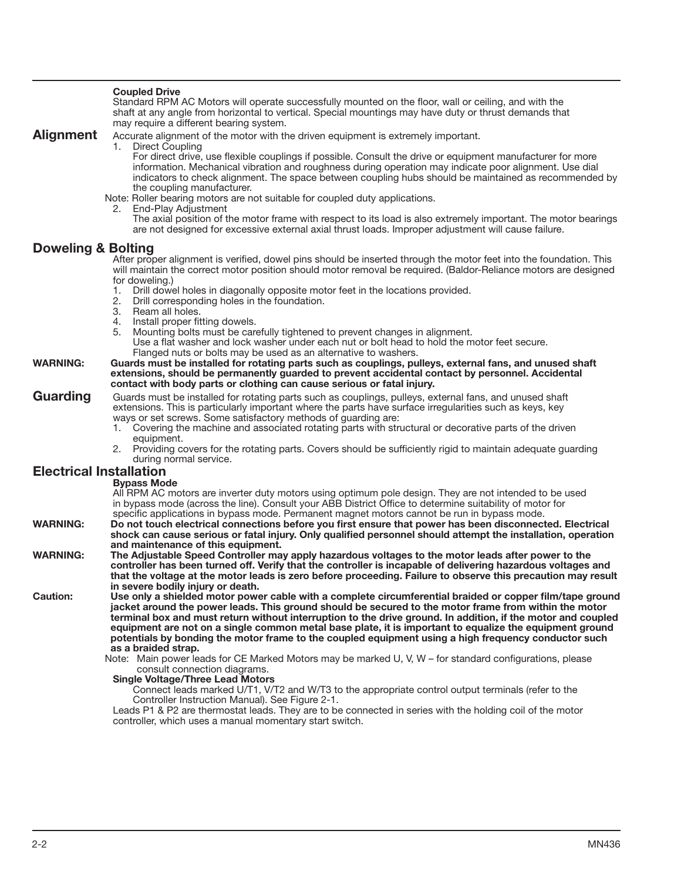**Coupled Drive**

Standard RPM AC Motors will operate successfully mounted on the floor, wall or ceiling, and with the shaft at any angle from horizontal to vertical. Special mountings may have duty or thrust demands that may require a different bearing system.

## Alignment

Accurate alignment of the motor with the driven equipment is extremely important.

1. Direct Coupling
   For direct drive, use flexible couplings if possible. Consult the drive or equipment manufacturer for more information. Mechanical vibration and roughness during operation may indicate poor alignment. Use dial indicators to check alignment. The space between coupling hubs should be maintained as recommended by the coupling manufacturer.

Note: Roller bearing motors are not suitable for coupled duty applications.

2. End-Play Adjustment
   The axial position of the motor frame with respect to its load is also extremely important. The motor bearings are not designed for excessive external axial thrust loads. Improper adjustment will cause failure.

## Doweling & Bolting

After proper alignment is verified, dowel pins should be inserted through the motor feet into the foundation. This will maintain the correct motor position should motor removal be required. (Baldor-Reliance motors are designed for doweling.)

1. Drill dowel holes in diagonally opposite motor feet in the locations provided.
2. Drill corresponding holes in the foundation.
3. Ream all holes.
4. Install proper fitting dowels.
5. Mounting bolts must be carefully tightened to prevent changes in alignment.
   Use a flat washer and lock washer under each nut or bolt head to hold the motor feet secure.
   Flanged nuts or bolts may be used as an alternative to washers.

**WARNING: Guards must be installed for rotating parts such as couplings, pulleys, external fans, and unused shaft extensions, should be permanently guarded to prevent accidental contact by personnel. Accidental contact with body parts or clothing can cause serious or fatal injury.**

## Guarding

Guards must be installed for rotating parts such as couplings, pulleys, external fans, and unused shaft extensions. This is particularly important where the parts have surface irregularities such as keys, key ways or set screws. Some satisfactory methods of guarding are:

1. Covering the machine and associated rotating parts with structural or decorative parts of the driven equipment.
2. Providing covers for the rotating parts. Covers should be sufficiently rigid to maintain adequate guarding during normal service.

## Electrical Installation

**Bypass Mode**

All RPM AC motors are inverter duty motors using optimum pole design. They are not intended to be used in bypass mode (across the line). Consult your ABB District Office to determine suitability of motor for specific applications in bypass mode. Permanent magnet motors cannot be run in bypass mode.

**WARNING: Do not touch electrical connections before you first ensure that power has been disconnected. Electrical shock can cause serious or fatal injury. Only qualified personnel should attempt the installation, operation and maintenance of this equipment.**

**WARNING: The Adjustable Speed Controller may apply hazardous voltages to the motor leads after power to the controller has been turned off. Verify that the controller is incapable of delivering hazardous voltages and that the voltage at the motor leads is zero before proceeding. Failure to observe this precaution may result in severe bodily injury or death.**

**Caution: Use only a shielded motor power cable with a complete circumferential braided or copper film/tape ground jacket around the power leads. This ground should be secured to the motor frame from within the motor terminal box and must return without interruption to the drive ground. In addition, if the motor and coupled equipment are not on a single common metal base plate, it is important to equalize the equipment ground potentials by bonding the motor frame to the coupled equipment using a high frequency conductor such as a braided strap.**

Note: Main power leads for CE Marked Motors may be marked U, V, W – for standard configurations, please consult connection diagrams.

**Single Voltage/Three Lead Motors**

Connect leads marked U/T1, V/T2 and W/T3 to the appropriate control output terminals (refer to the Controller Instruction Manual). See Figure 2-1.

Leads P1 & P2 are thermostat leads. They are to be connected in series with the holding coil of the motor controller, which uses a manual momentary start switch.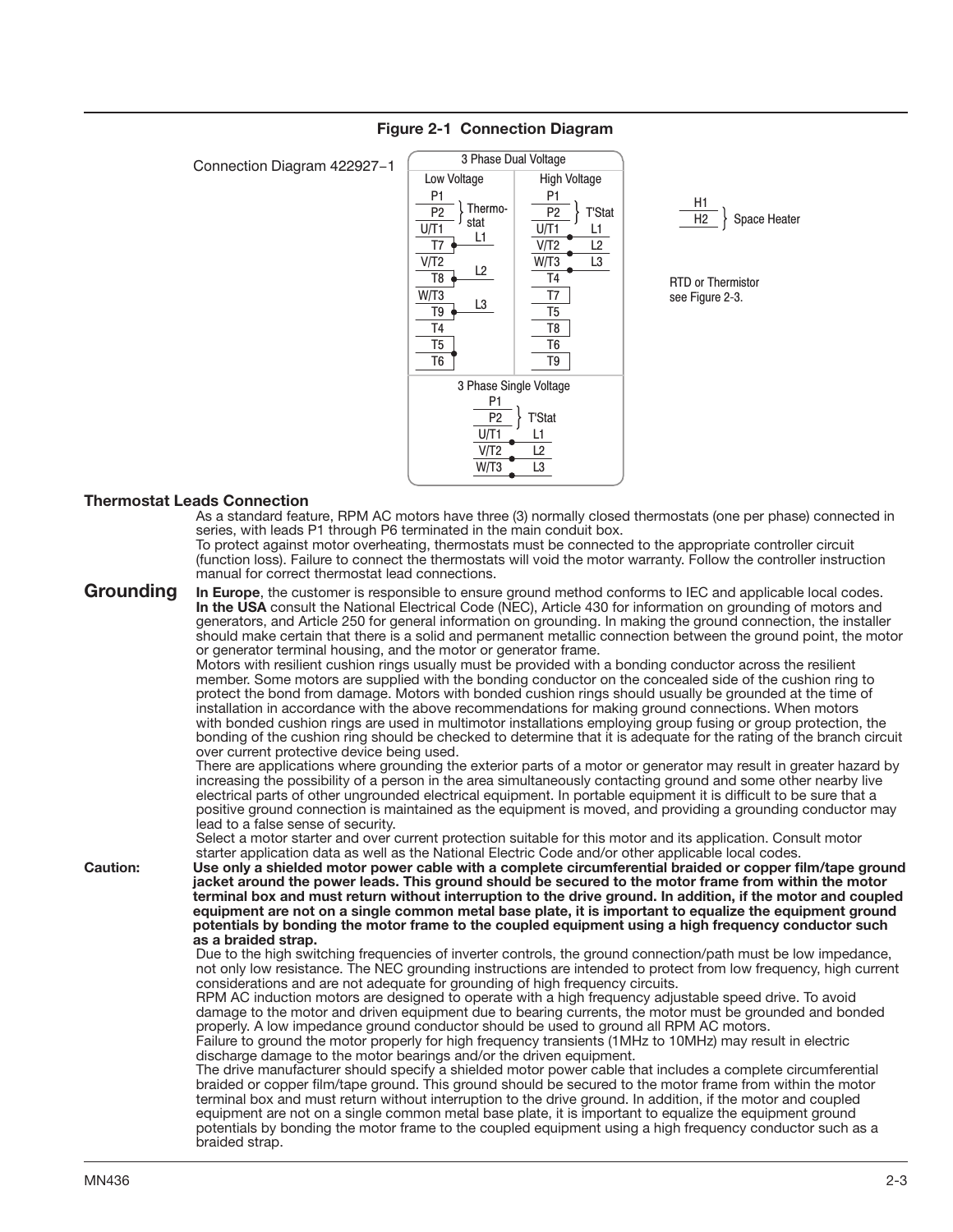**Figure 2-1 Connection Diagram**

Connection Diagram 422927−1

3 Phase Dual Voltage

| Low Voltage | | High Voltage | |
|---|---|---|---|
| P1, P2 | Thermostat | P1, P2 | T'Stat |
| U/T1, T7 | L1 | U/T1 | L1 |
| V/T2, T8 | L2 | V/T2 | L2 |
| W/T3, T9 | L3 | W/T3 | L3 |
| T4, T5, T6 | | T4, T7 | |
| | | T5, T8 | |
| | | T6, T9 | |

3 Phase Single Voltage

| | |
|---|---|
| P1, P2 | T'Stat |
| U/T1 | L1 |
| V/T2 | L2 |
| W/T3 | L3 |

H1, H2 } Space Heater

RTD or Thermistor see Figure 2-3.

### Thermostat Leads Connection

As a standard feature, RPM AC motors have three (3) normally closed thermostats (one per phase) connected in series, with leads P1 through P6 terminated in the main conduit box.
To protect against motor overheating, thermostats must be connected to the appropriate controller circuit (function loss). Failure to connect the thermostats will void the motor warranty. Follow the controller instruction manual for correct thermostat lead connections.

## Grounding

**In Europe**, the customer is responsible to ensure ground method conforms to IEC and applicable local codes.
**In the USA** consult the National Electrical Code (NEC), Article 430 for information on grounding of motors and generators, and Article 250 for general information on grounding. In making the ground connection, the installer should make certain that there is a solid and permanent metallic connection between the ground point, the motor or generator terminal housing, and the motor or generator frame.
Motors with resilient cushion rings usually must be provided with a bonding conductor across the resilient member. Some motors are supplied with the bonding conductor on the concealed side of the cushion ring to protect the bond from damage. Motors with bonded cushion rings should usually be grounded at the time of installation in accordance with the above recommendations for making ground connections. When motors with bonded cushion rings are used in multimotor installations employing group fusing or group protection, the bonding of the cushion ring should be checked to determine that it is adequate for the rating of the branch circuit over current protective device being used.
There are applications where grounding the exterior parts of a motor or generator may result in greater hazard by increasing the possibility of a person in the area simultaneously contacting ground and some other nearby live electrical parts of other ungrounded electrical equipment. In portable equipment it is difficult to be sure that a positive ground connection is maintained as the equipment is moved, and providing a grounding conductor may lead to a false sense of security.
Select a motor starter and over current protection suitable for this motor and its application. Consult motor starter application data as well as the National Electric Code and/or other applicable local codes.

**Caution: Use only a shielded motor power cable with a complete circumferential braided or copper film/tape ground jacket around the power leads. This ground should be secured to the motor frame from within the motor terminal box and must return without interruption to the drive ground. In addition, if the motor and coupled equipment are not on a single common metal base plate, it is important to equalize the equipment ground potentials by bonding the motor frame to the coupled equipment using a high frequency conductor such as a braided strap.**

Due to the high switching frequencies of inverter controls, the ground connection/path must be low impedance, not only low resistance. The NEC grounding instructions are intended to protect from low frequency, high current considerations and are not adequate for grounding of high frequency circuits.
RPM AC induction motors are designed to operate with a high frequency adjustable speed drive. To avoid damage to the motor and driven equipment due to bearing currents, the motor must be grounded and bonded properly. A low impedance ground conductor should be used to ground all RPM AC motors.
Failure to ground the motor properly for high frequency transients (1MHz to 10MHz) may result in electric discharge damage to the motor bearings and/or the driven equipment.
The drive manufacturer should specify a shielded motor power cable that includes a complete circumferential braided or copper film/tape ground. This ground should be secured to the motor frame from within the motor terminal box and must return without interruption to the drive ground. In addition, if the motor and coupled equipment are not on a single common metal base plate, it is important to equalize the equipment ground potentials by bonding the motor frame to the coupled equipment using a high frequency conductor such as a braided strap.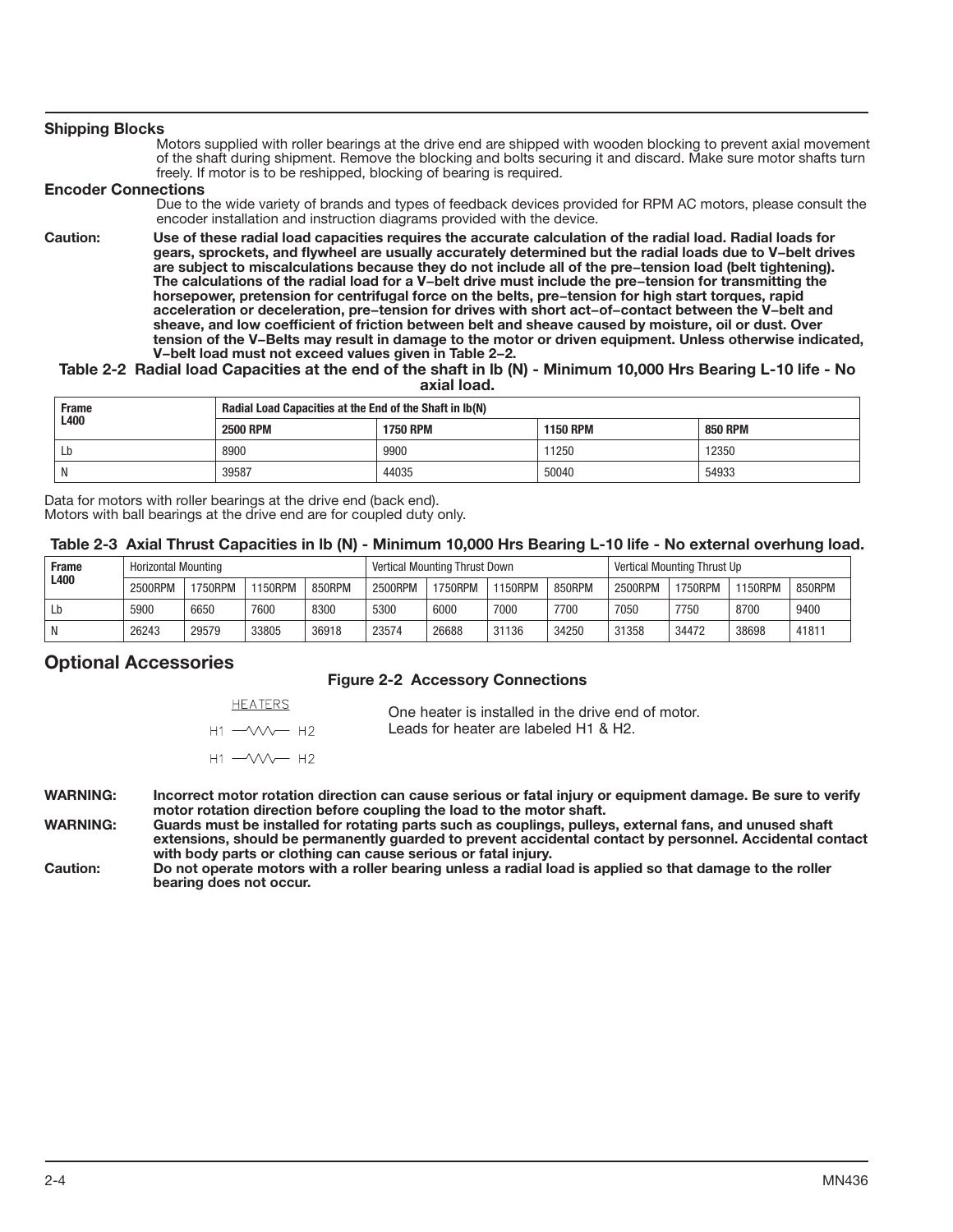**Shipping Blocks**

Motors supplied with roller bearings at the drive end are shipped with wooden blocking to prevent axial movement of the shaft during shipment. Remove the blocking and bolts securing it and discard. Make sure motor shafts turn freely. If motor is to be reshipped, blocking of bearing is required.

**Encoder Connections**

Due to the wide variety of brands and types of feedback devices provided for RPM AC motors, please consult the encoder installation and instruction diagrams provided with the device.

**Caution:** **Use of these radial load capacities requires the accurate calculation of the radial load. Radial loads for gears, sprockets, and flywheel are usually accurately determined but the radial loads due to V−belt drives are subject to miscalculations because they do not include all of the pre−tension load (belt tightening). The calculations of the radial load for a V−belt drive must include the pre−tension for transmitting the horsepower, pretension for centrifugal force on the belts, pre−tension for high start torques, rapid acceleration or deceleration, pre−tension for drives with short act−of−contact between the V−belt and sheave, and low coefficient of friction between belt and sheave caused by moisture, oil or dust. Over tension of the V−Belts may result in damage to the motor or driven equipment. Unless otherwise indicated, V−belt load must not exceed values given in Table 2−2.**

**Table 2-2 Radial load Capacities at the end of the shaft in lb (N) - Minimum 10,000 Hrs Bearing L-10 life - No axial load.**

| Frame L400 | Radial Load Capacities at the End of the Shaft in lb(N) | | | |
|---|---|---|---|---|
| | 2500 RPM | 1750 RPM | 1150 RPM | 850 RPM |
| Lb | 8900 | 9900 | 11250 | 12350 |
| N | 39587 | 44035 | 50040 | 54933 |

Data for motors with roller bearings at the drive end (back end).
Motors with ball bearings at the drive end are for coupled duty only.

**Table 2-3 Axial Thrust Capacities in lb (N) - Minimum 10,000 Hrs Bearing L-10 life - No external overhung load.**

| Frame L400 | Horizontal Mounting | | | | Vertical Mounting Thrust Down | | | | Vertical Mounting Thrust Up | | | |
|---|---|---|---|---|---|---|---|---|---|---|---|---|
| | 2500RPM | 1750RPM | 1150RPM | 850RPM | 2500RPM | 1750RPM | 1150RPM | 850RPM | 2500RPM | 1750RPM | 1150RPM | 850RPM |
| Lb | 5900 | 6650 | 7600 | 8300 | 5300 | 6000 | 7000 | 7700 | 7050 | 7750 | 8700 | 9400 |
| N | 26243 | 29579 | 33805 | 36918 | 23574 | 26688 | 31136 | 34250 | 31358 | 34472 | 38698 | 41811 |

## Optional Accessories

**Figure 2-2 Accessory Connections**

HEATERS

H1 —∧∧∧— H2

H1 —∧∧∧— H2

One heater is installed in the drive end of motor.
Leads for heater are labeled H1 & H2.

**WARNING:** **Incorrect motor rotation direction can cause serious or fatal injury or equipment damage. Be sure to verify motor rotation direction before coupling the load to the motor shaft.**

**WARNING:** **Guards must be installed for rotating parts such as couplings, pulleys, external fans, and unused shaft extensions, should be permanently guarded to prevent accidental contact by personnel. Accidental contact with body parts or clothing can cause serious or fatal injury.**

**Caution:** **Do not operate motors with a roller bearing unless a radial load is applied so that damage to the roller bearing does not occur.**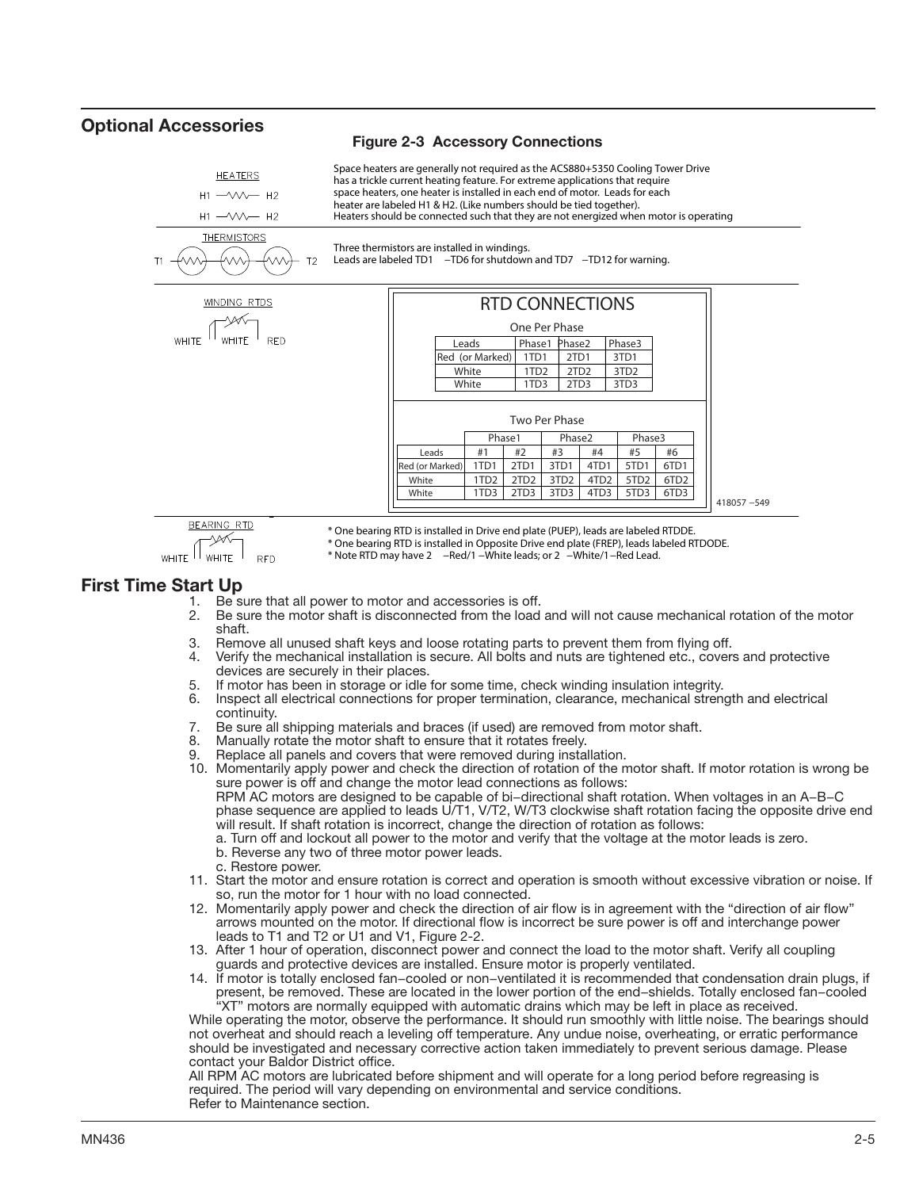## Optional Accessories

**Figure 2-3 Accessory Connections**

HEATERS

H1 —∧∧∧— H2

H1 —∧∧∧— H2

Space heaters are generally not required as the ACS880+5350 Cooling Tower Drive has a trickle current heating feature. For extreme applications that require space heaters, one heater is installed in each end of motor. Leads for each heater are labeled H1 & H2. (Like numbers should be tied together). Heaters should be connected such that they are not energized when motor is operating

THERMISTORS

T1 T2

Three thermistors are installed in windings.
Leads are labeled TD1 –TD6 for shutdown and TD7 –TD12 for warning.

WINDING RTDS

WHITE WHITE RED

RTD CONNECTIONS

One Per Phase

| Leads | Phase1 | Phase2 | Phase3 |
|---|---|---|---|
| Red (or Marked) | 1TD1 | 2TD1 | 3TD1 |
| White | 1TD2 | 2TD2 | 3TD2 |
| White | 1TD3 | 2TD3 | 3TD3 |

Two Per Phase

| | Phase1 | | Phase2 | | Phase3 | |
|---|---|---|---|---|---|---|
| Leads | #1 | #2 | #3 | #4 | #5 | #6 |
| Red (or Marked) | 1TD1 | 2TD1 | 3TD1 | 4TD1 | 5TD1 | 6TD1 |
| White | 1TD2 | 2TD2 | 3TD2 | 4TD2 | 5TD2 | 6TD2 |
| White | 1TD3 | 2TD3 | 3TD3 | 4TD3 | 5TD3 | 6TD3 |

418057 –549

BEARING RTD

WHITE WHITE RED

\* One bearing RTD is installed in Drive end plate (PUEP), leads are labeled RTDDE.
\* One bearing RTD is installed in Opposite Drive end plate (FREP), leads labeled RTDODE.
\* Note RTD may have 2 –Red/1 –White leads; or 2 –White/1 –Red Lead.

## First Time Start Up

1. Be sure that all power to motor and accessories is off.
2. Be sure the motor shaft is disconnected from the load and will not cause mechanical rotation of the motor shaft.
3. Remove all unused shaft keys and loose rotating parts to prevent them from flying off.
4. Verify the mechanical installation is secure. All bolts and nuts are tightened etc., covers and protective devices are securely in their places.
5. If motor has been in storage or idle for some time, check winding insulation integrity.
6. Inspect all electrical connections for proper termination, clearance, mechanical strength and electrical continuity.
7. Be sure all shipping materials and braces (if used) are removed from motor shaft.
8. Manually rotate the motor shaft to ensure that it rotates freely.
9. Replace all panels and covers that were removed during installation.
10. Momentarily apply power and check the direction of rotation of the motor shaft. If motor rotation is wrong be sure power is off and change the motor lead connections as follows:
    RPM AC motors are designed to be capable of bi–directional shaft rotation. When voltages in an A–B–C phase sequence are applied to leads U/T1, V/T2, W/T3 clockwise shaft rotation facing the opposite drive end will result. If shaft rotation is incorrect, change the direction of rotation as follows:
    a. Turn off and lockout all power to the motor and verify that the voltage at the motor leads is zero.
    b. Reverse any two of three motor power leads.
    c. Restore power.
11. Start the motor and ensure rotation is correct and operation is smooth without excessive vibration or noise. If so, run the motor for 1 hour with no load connected.
12. Momentarily apply power and check the direction of air flow is in agreement with the "direction of air flow" arrows mounted on the motor. If directional flow is incorrect be sure power is off and interchange power leads to T1 and T2 or U1 and V1, Figure 2-2.
13. After 1 hour of operation, disconnect power and connect the load to the motor shaft. Verify all coupling guards and protective devices are installed. Ensure motor is properly ventilated.
14. If motor is totally enclosed fan–cooled or non–ventilated it is recommended that condensation drain plugs, if present, be removed. These are located in the lower portion of the end–shields. Totally enclosed fan–cooled "XT" motors are normally equipped with automatic drains which may be left in place as received.

While operating the motor, observe the performance. It should run smoothly with little noise. The bearings should not overheat and should reach a leveling off temperature. Any undue noise, overheating, or erratic performance should be investigated and necessary corrective action taken immediately to prevent serious damage. Please contact your Baldor District office.

All RPM AC motors are lubricated before shipment and will operate for a long period before regreasing is required. The period will vary depending on environmental and service conditions.
Refer to Maintenance section.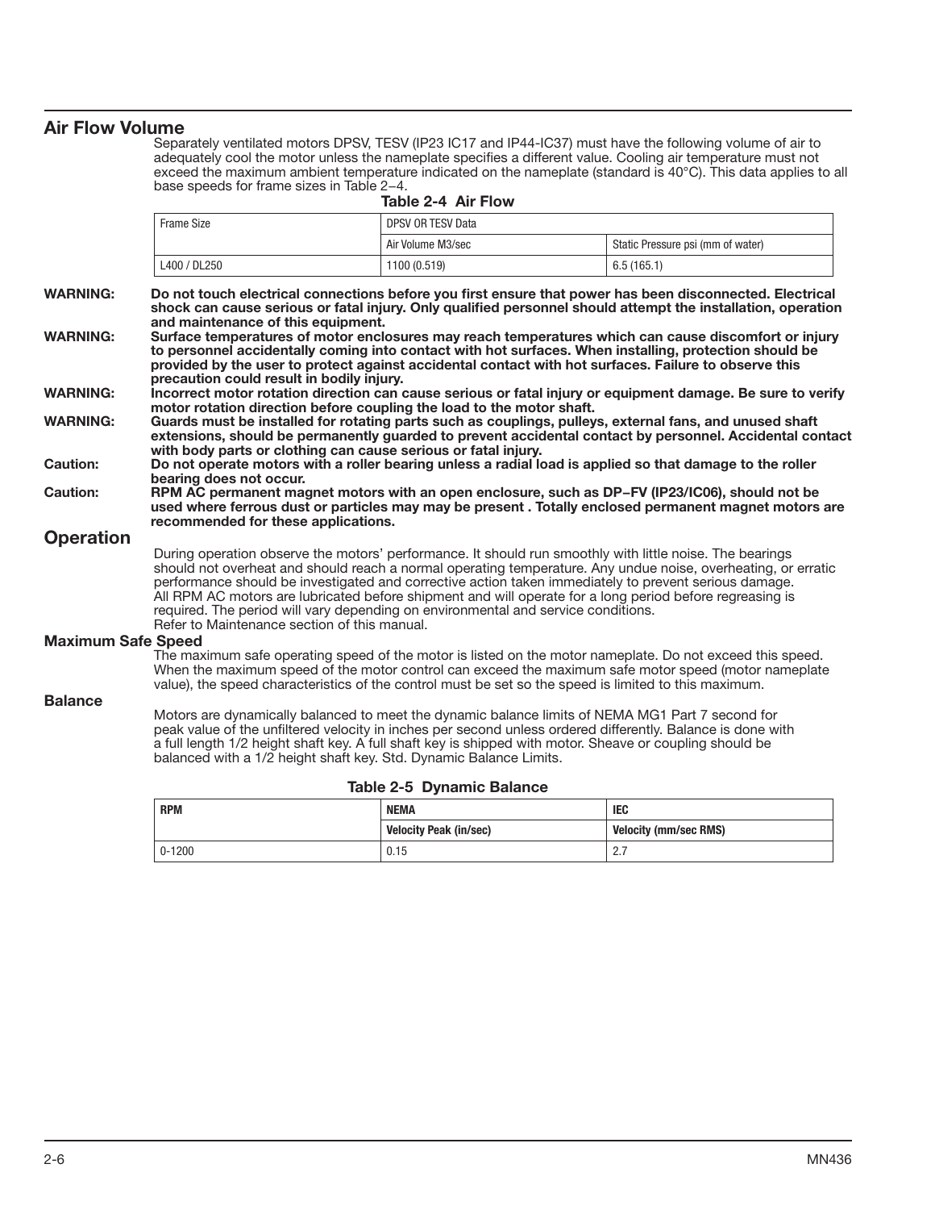## Air Flow Volume

Separately ventilated motors DPSV, TESV (IP23 IC17 and IP44-IC37) must have the following volume of air to adequately cool the motor unless the nameplate specifies a different value. Cooling air temperature must not exceed the maximum ambient temperature indicated on the nameplate (standard is 40°C). This data applies to all base speeds for frame sizes in Table 2–4.

**Table 2-4 Air Flow**

| Frame Size | DPSV OR TESV Data | |
|---|---|---|
| | Air Volume M3/sec | Static Pressure psi (mm of water) |
| L400 / DL250 | 1100 (0.519) | 6.5 (165.1) |

**WARNING: Do not touch electrical connections before you first ensure that power has been disconnected. Electrical shock can cause serious or fatal injury. Only qualified personnel should attempt the installation, operation and maintenance of this equipment.**

**WARNING: Surface temperatures of motor enclosures may reach temperatures which can cause discomfort or injury to personnel accidentally coming into contact with hot surfaces. When installing, protection should be provided by the user to protect against accidental contact with hot surfaces. Failure to observe this precaution could result in bodily injury.**

**WARNING: Incorrect motor rotation direction can cause serious or fatal injury or equipment damage. Be sure to verify motor rotation direction before coupling the load to the motor shaft.**

**WARNING: Guards must be installed for rotating parts such as couplings, pulleys, external fans, and unused shaft extensions, should be permanently guarded to prevent accidental contact by personnel. Accidental contact with body parts or clothing can cause serious or fatal injury.**

**Caution: Do not operate motors with a roller bearing unless a radial load is applied so that damage to the roller bearing does not occur.**

**Caution: RPM AC permanent magnet motors with an open enclosure, such as DP–FV (IP23/IC06), should not be used where ferrous dust or particles may may be present . Totally enclosed permanent magnet motors are recommended for these applications.**

## Operation

During operation observe the motors' performance. It should run smoothly with little noise. The bearings should not overheat and should reach a normal operating temperature. Any undue noise, overheating, or erratic performance should be investigated and corrective action taken immediately to prevent serious damage. All RPM AC motors are lubricated before shipment and will operate for a long period before regreasing is required. The period will vary depending on environmental and service conditions.
Refer to Maintenance section of this manual.

### Maximum Safe Speed

The maximum safe operating speed of the motor is listed on the motor nameplate. Do not exceed this speed. When the maximum speed of the motor control can exceed the maximum safe motor speed (motor nameplate value), the speed characteristics of the control must be set so the speed is limited to this maximum.

### Balance

Motors are dynamically balanced to meet the dynamic balance limits of NEMA MG1 Part 7 second for peak value of the unfiltered velocity in inches per second unless ordered differently. Balance is done with a full length 1/2 height shaft key. A full shaft key is shipped with motor. Sheave or coupling should be balanced with a 1/2 height shaft key. Std. Dynamic Balance Limits.

**Table 2-5 Dynamic Balance**

| RPM | NEMA | IEC |
|---|---|---|
| | Velocity Peak (in/sec) | Velocity (mm/sec RMS) |
| 0-1200 | 0.15 | 2.7 |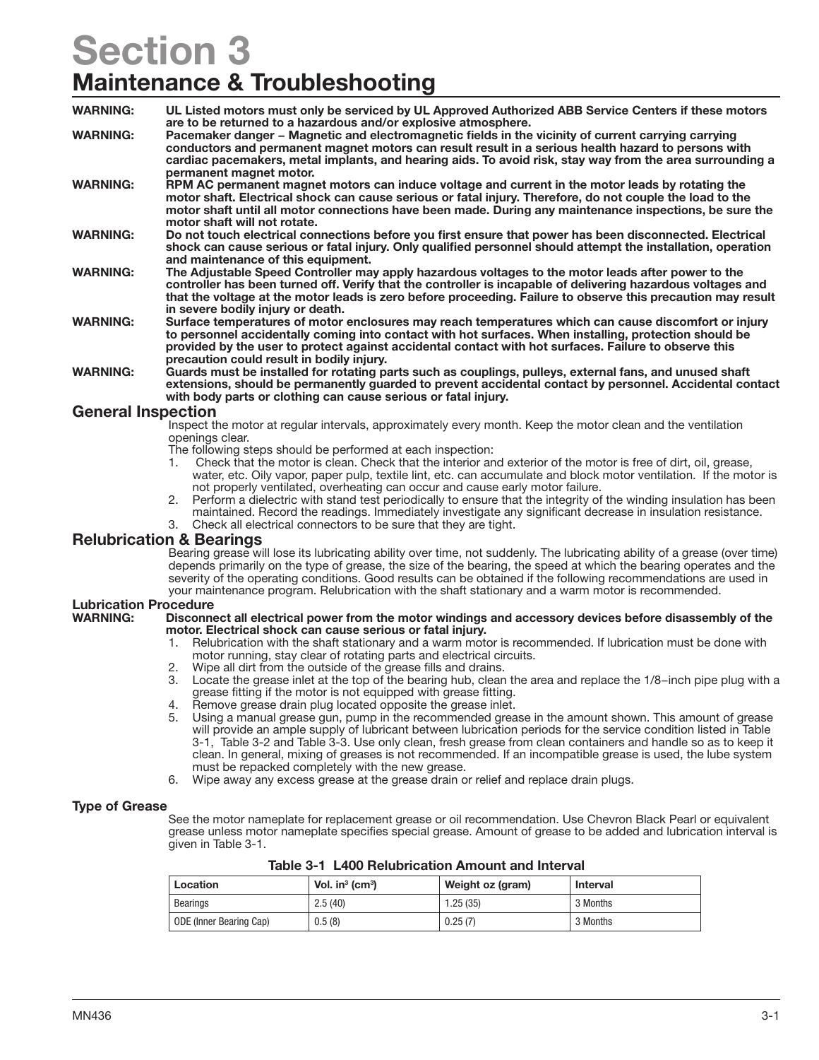# Section 3
## Maintenance & Troubleshooting

**WARNING: UL Listed motors must only be serviced by UL Approved Authorized ABB Service Centers if these motors are to be returned to a hazardous and/or explosive atmosphere.**

**WARNING: Pacemaker danger – Magnetic and electromagnetic fields in the vicinity of current carrying carrying conductors and permanent magnet motors can result result in a serious health hazard to persons with cardiac pacemakers, metal implants, and hearing aids. To avoid risk, stay way from the area surrounding a permanent magnet motor.**

**WARNING: RPM AC permanent magnet motors can induce voltage and current in the motor leads by rotating the motor shaft. Electrical shock can cause serious or fatal injury. Therefore, do not couple the load to the motor shaft until all motor connections have been made. During any maintenance inspections, be sure the motor shaft will not rotate.**

**WARNING: Do not touch electrical connections before you first ensure that power has been disconnected. Electrical shock can cause serious or fatal injury. Only qualified personnel should attempt the installation, operation and maintenance of this equipment.**

**WARNING: The Adjustable Speed Controller may apply hazardous voltages to the motor leads after power to the controller has been turned off. Verify that the controller is incapable of delivering hazardous voltages and that the voltage at the motor leads is zero before proceeding. Failure to observe this precaution may result in severe bodily injury or death.**

**WARNING: Surface temperatures of motor enclosures may reach temperatures which can cause discomfort or injury to personnel accidentally coming into contact with hot surfaces. When installing, protection should be provided by the user to protect against accidental contact with hot surfaces. Failure to observe this precaution could result in bodily injury.**

**WARNING: Guards must be installed for rotating parts such as couplings, pulleys, external fans, and unused shaft extensions, should be permanently guarded to prevent accidental contact by personnel. Accidental contact with body parts or clothing can cause serious or fatal injury.**

### General Inspection

Inspect the motor at regular intervals, approximately every month. Keep the motor clean and the ventilation openings clear.

The following steps should be performed at each inspection:

1. Check that the motor is clean. Check that the interior and exterior of the motor is free of dirt, oil, grease, water, etc. Oily vapor, paper pulp, textile lint, etc. can accumulate and block motor ventilation. If the motor is not properly ventilated, overheating can occur and cause early motor failure.
2. Perform a dielectric with stand test periodically to ensure that the integrity of the winding insulation has been maintained. Record the readings. Immediately investigate any significant decrease in insulation resistance.
3. Check all electrical connectors to be sure that they are tight.

### Relubrication & Bearings

Bearing grease will lose its lubricating ability over time, not suddenly. The lubricating ability of a grease (over time) depends primarily on the type of grease, the size of the bearing, the speed at which the bearing operates and the severity of the operating conditions. Good results can be obtained if the following recommendations are used in your maintenance program. Relubrication with the shaft stationary and a warm motor is recommended.

### Lubrication Procedure

**WARNING: Disconnect all electrical power from the motor windings and accessory devices before disassembly of the motor. Electrical shock can cause serious or fatal injury.**

1. Relubrication with the shaft stationary and a warm motor is recommended. If lubrication must be done with motor running, stay clear of rotating parts and electrical circuits.
2. Wipe all dirt from the outside of the grease fills and drains.
3. Locate the grease inlet at the top of the bearing hub, clean the area and replace the 1/8–inch pipe plug with a grease fitting if the motor is not equipped with grease fitting.
4. Remove grease drain plug located opposite the grease inlet.
5. Using a manual grease gun, pump in the recommended grease in the amount shown. This amount of grease will provide an ample supply of lubricant between lubrication periods for the service condition listed in Table 3-1, Table 3-2 and Table 3-3. Use only clean, fresh grease from clean containers and handle so as to keep it clean. In general, mixing of greases is not recommended. If an incompatible grease is used, the lube system must be repacked completely with the new grease.
6. Wipe away any excess grease at the grease drain or relief and replace drain plugs.

#### Type of Grease

See the motor nameplate for replacement grease or oil recommendation. Use Chevron Black Pearl or equivalent grease unless motor nameplate specifies special grease. Amount of grease to be added and lubrication interval is given in Table 3-1.

**Table 3-1 L400 Relubrication Amount and Interval**

| Location | Vol. $in^3$ ($cm^3$) | Weight oz (gram) | Interval |
|---|---|---|---|
| Bearings | 2.5 (40) | 1.25 (35) | 3 Months |
| ODE (Inner Bearing Cap) | 0.5 (8) | 0.25 (7) | 3 Months |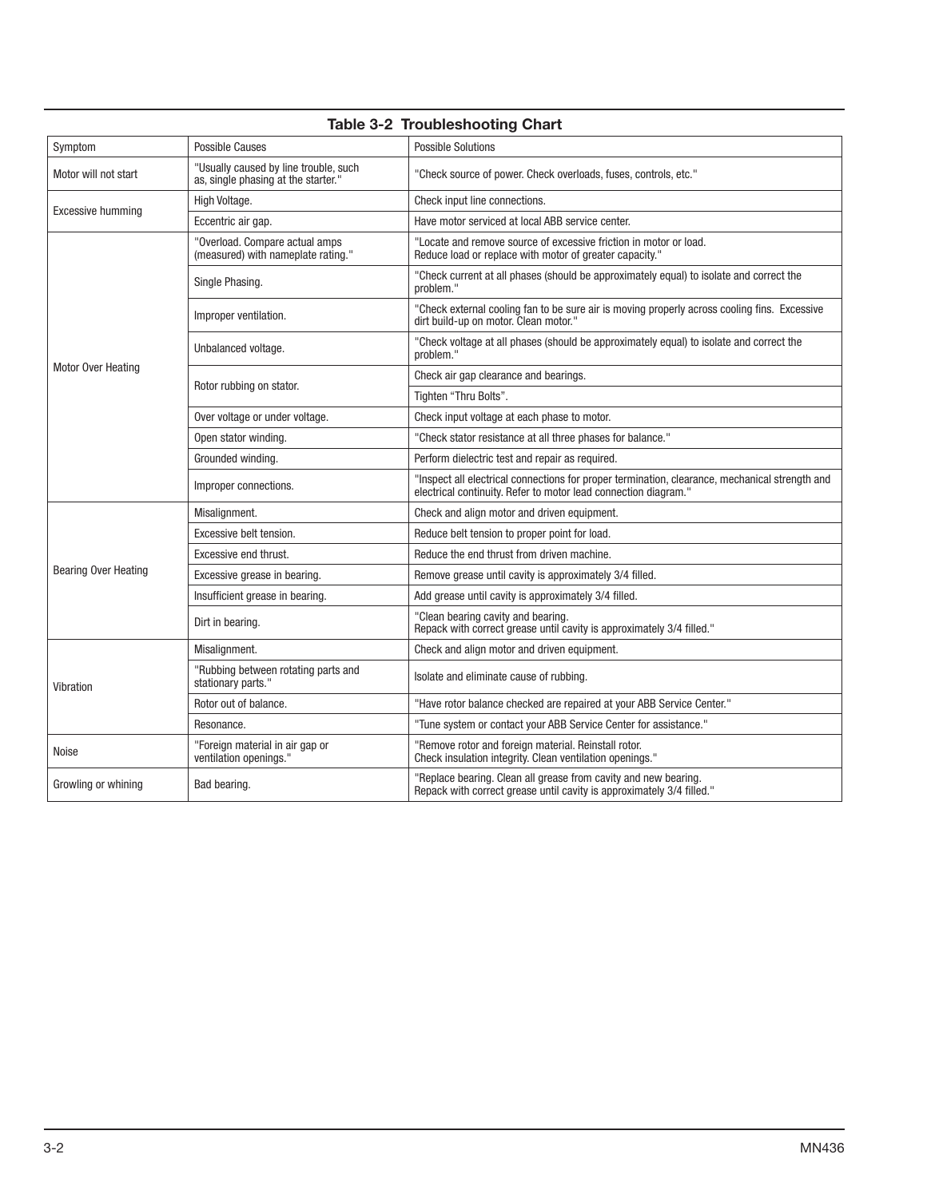### Table 3-2 Troubleshooting Chart

| Symptom | Possible Causes | Possible Solutions |
|---|---|---|
| Motor will not start | "Usually caused by line trouble, such as, single phasing at the starter." | "Check source of power. Check overloads, fuses, controls, etc." |
| Excessive humming | High Voltage. | Check input line connections. |
| | Eccentric air gap. | Have motor serviced at local ABB service center. |
| Motor Over Heating | "Overload. Compare actual amps (measured) with nameplate rating." | "Locate and remove source of excessive friction in motor or load. Reduce load or replace with motor of greater capacity." |
| | Single Phasing. | "Check current at all phases (should be approximately equal) to isolate and correct the problem." |
| | Improper ventilation. | "Check external cooling fan to be sure air is moving properly across cooling fins. Excessive dirt build-up on motor. Clean motor." |
| | Unbalanced voltage. | "Check voltage at all phases (should be approximately equal) to isolate and correct the problem." |
| | Rotor rubbing on stator. | Check air gap clearance and bearings. |
| | | Tighten "Thru Bolts". |
| | Over voltage or under voltage. | Check input voltage at each phase to motor. |
| | Open stator winding. | "Check stator resistance at all three phases for balance." |
| | Grounded winding. | Perform dielectric test and repair as required. |
| | Improper connections. | "Inspect all electrical connections for proper termination, clearance, mechanical strength and electrical continuity. Refer to motor lead connection diagram." |
| Bearing Over Heating | Misalignment. | Check and align motor and driven equipment. |
| | Excessive belt tension. | Reduce belt tension to proper point for load. |
| | Excessive end thrust. | Reduce the end thrust from driven machine. |
| | Excessive grease in bearing. | Remove grease until cavity is approximately 3/4 filled. |
| | Insufficient grease in bearing. | Add grease until cavity is approximately 3/4 filled. |
| | Dirt in bearing. | "Clean bearing cavity and bearing. Repack with correct grease until cavity is approximately 3/4 filled." |
| Vibration | Misalignment. | Check and align motor and driven equipment. |
| | "Rubbing between rotating parts and stationary parts." | Isolate and eliminate cause of rubbing. |
| | Rotor out of balance. | "Have rotor balance checked are repaired at your ABB Service Center." |
| | Resonance. | "Tune system or contact your ABB Service Center for assistance." |
| Noise | "Foreign material in air gap or ventilation openings." | "Remove rotor and foreign material. Reinstall rotor. Check insulation integrity. Clean ventilation openings." |
| Growling or whining | Bad bearing. | "Replace bearing. Clean all grease from cavity and new bearing. Repack with correct grease until cavity is approximately 3/4 filled." |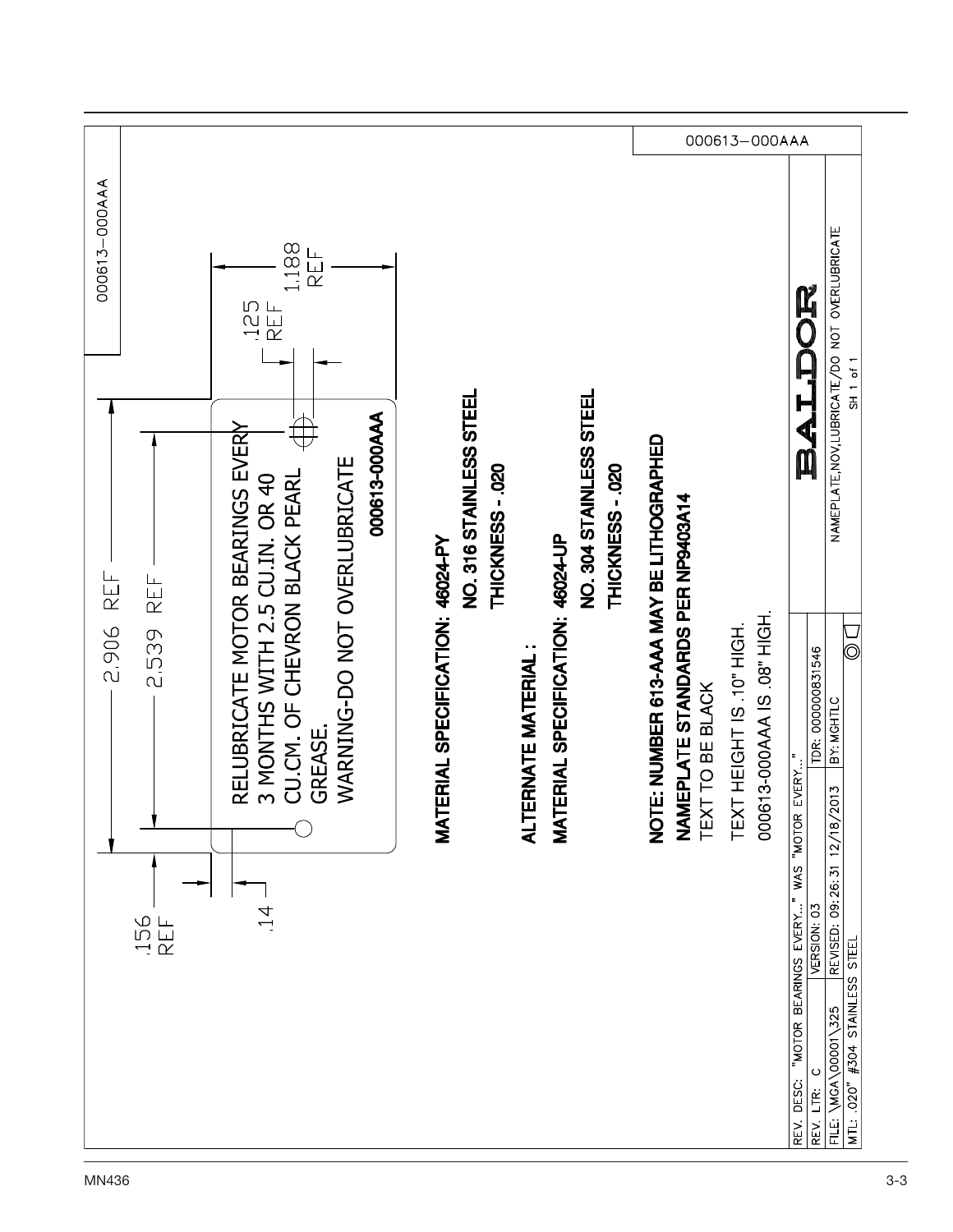000613–000AAA

RELUBRICATE MOTOR BEARINGS EVERY
3 MONTHS WITH 2.5 CU.IN. OR 40
CU.CM. OF CHEVRON BLACK PEARL
GREASE.
WARNING-DO NOT OVERLUBRICATE

**000613-000AAA**

2.906 REF

2.539 REF

.156 REF

.14

.125 REF

1.188 REF

**MATERIAL SPECIFICATION: 46024-PY**

**NO. 316 STAINLESS STEEL**

**THICKNESS - .020**

**ALTERNATE MATERIAL :**

**MATERIAL SPECIFICATION: 46024-UP**

**NO. 304 STAINLESS STEEL**

**THICKNESS - .020**

**NOTE: NUMBER 613-AAA MAY BE LITHOGRAPHED**

**NAMEPLATE STANDARDS PER NP9403A14**

TEXT TO BE BLACK

TEXT HEIGHT IS .10" HIGH.

000613-000AAA IS .08" HIGH.

| REV. DESC: "MOTOR BEARINGS EVERY..." WAS "MOTOR EVERY..." | | | BALDOR |
|---|---|---|---|
| REV. LTR: C | VERSION: 03 | TDR: 000000831546 | |
| FILE: \MGA\00001\325 | REVISED: 09:26:31 12/18/2013 | BY: MGHTLC | NAMEPLATE,NOV,LUBRICATE/DO NOT OVERLUBRICATE |
| MTL: .020" #304 STAINLESS STEEL | | | SH 1 of 1 |

000613–000AAA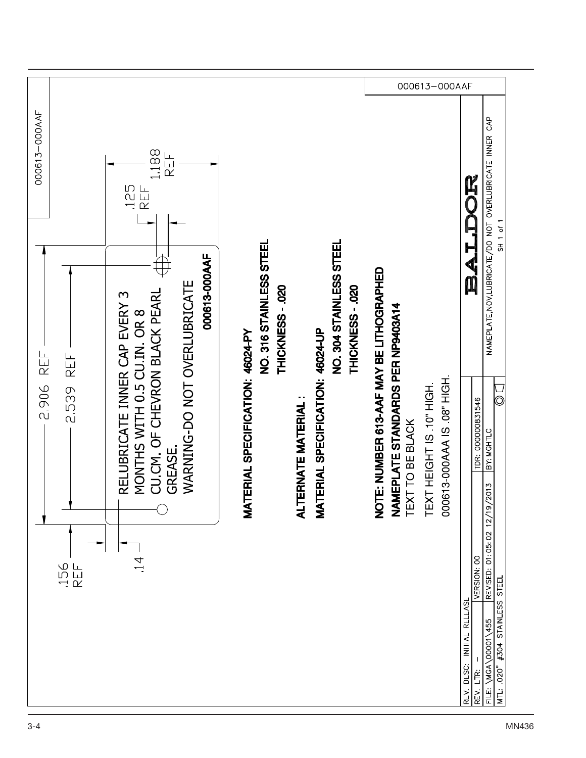000613-000AAF

2.906 REF

2.539 REF

.156 REF

.14

.125 REF

1.188 REF

RELUBRICATE INNER CAP EVERY 3 MONTHS WITH 0.5 CU.IN. OR 8 CU.CM. OF CHEVRON BLACK PEARL GREASE.
WARNING-DO NOT OVERLUBRICATE

**000613-000AAF**

**MATERIAL SPECIFICATION: 46024-PY**
**NO. 316 STAINLESS STEEL**
**THICKNESS - .020**

**ALTERNATE MATERIAL :**
**MATERIAL SPECIFICATION: 46024-UP**
**NO. 304 STAINLESS STEEL**
**THICKNESS - .020**

**NOTE: NUMBER 613-AAF MAY BE LITHOGRAPHED**
**NAMEPLATE STANDARDS PER NP9403A14**
TEXT TO BE BLACK
TEXT HEIGHT IS .10" HIGH.
000613-000AAA IS .08" HIGH.

000613-000AAF

| REV. DESC: INITIAL RELEASE | | BALDOR |
|---|---|---|
| REV. LTR: – | VERSION: 00 | TDR: 000000831546 |
| FILE: \MGA\00001\455 | REVISED: 01:05:02 12/19/2013 | BY: MGHTLC |
| MTL: .020" #304 STAINLESS STEEL | | NAMEPLATE,NOV,LUBRICATE/DO NOT OVERLUBRICATE INNER CAP SH 1 of 1 |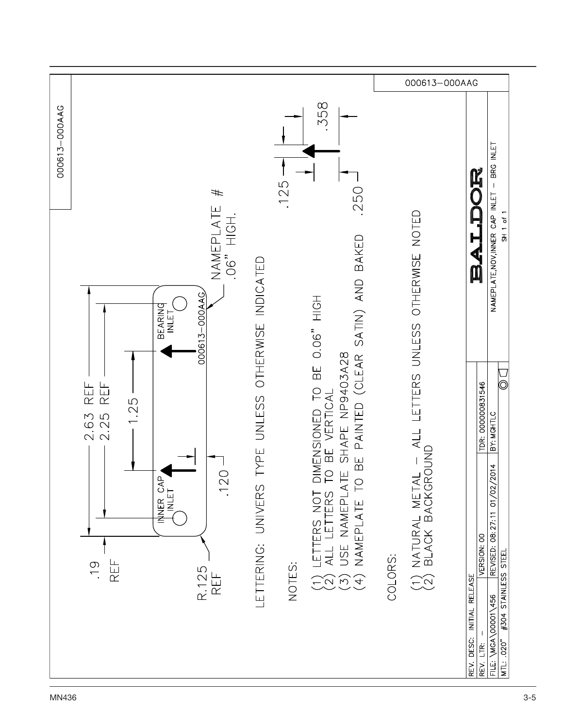000613-000AAG

.19 REF

2.63 REF

2.25 REF

1.25

INNER CAP INLET

BEARING INLET

000613-000AAG

NAMEPLATE # .06" HIGH.

R.125 REF

.120

.125

.358

.250

LETTERING: UNIVERS TYPE UNLESS OTHERWISE INDICATED

NOTES:

(1) LETTERS NOT DIMENSIONED TO BE 0.06" HIGH
(2) ALL LETTERS TO BE VERTICAL
(3) USE NAMEPLATE SHAPE NP9403A28
(4) NAMEPLATE TO BE PAINTED (CLEAR SATIN) AND BAKED

COLORS:

(1) NATURAL METAL – ALL LETTERS UNLESS OTHERWISE NOTED
(2) BLACK BACKGROUND

| REV. DESC: INITIAL RELEASE | | |
|---|---|---|
| REV. LTR: – | VERSION: 00 | TDR: 000000831546 |
| FILE: \MGA\00001\456 | REVISED: 08:27:11 01/02/2014 | BY: MGHTLC |
| MTL: .020" #304 STAINLESS STEEL | | |

BALDOR

NAMEPLATE,NOV,INNER CAP INLET – BRG INLET

SH 1 of 1

000613-000AAG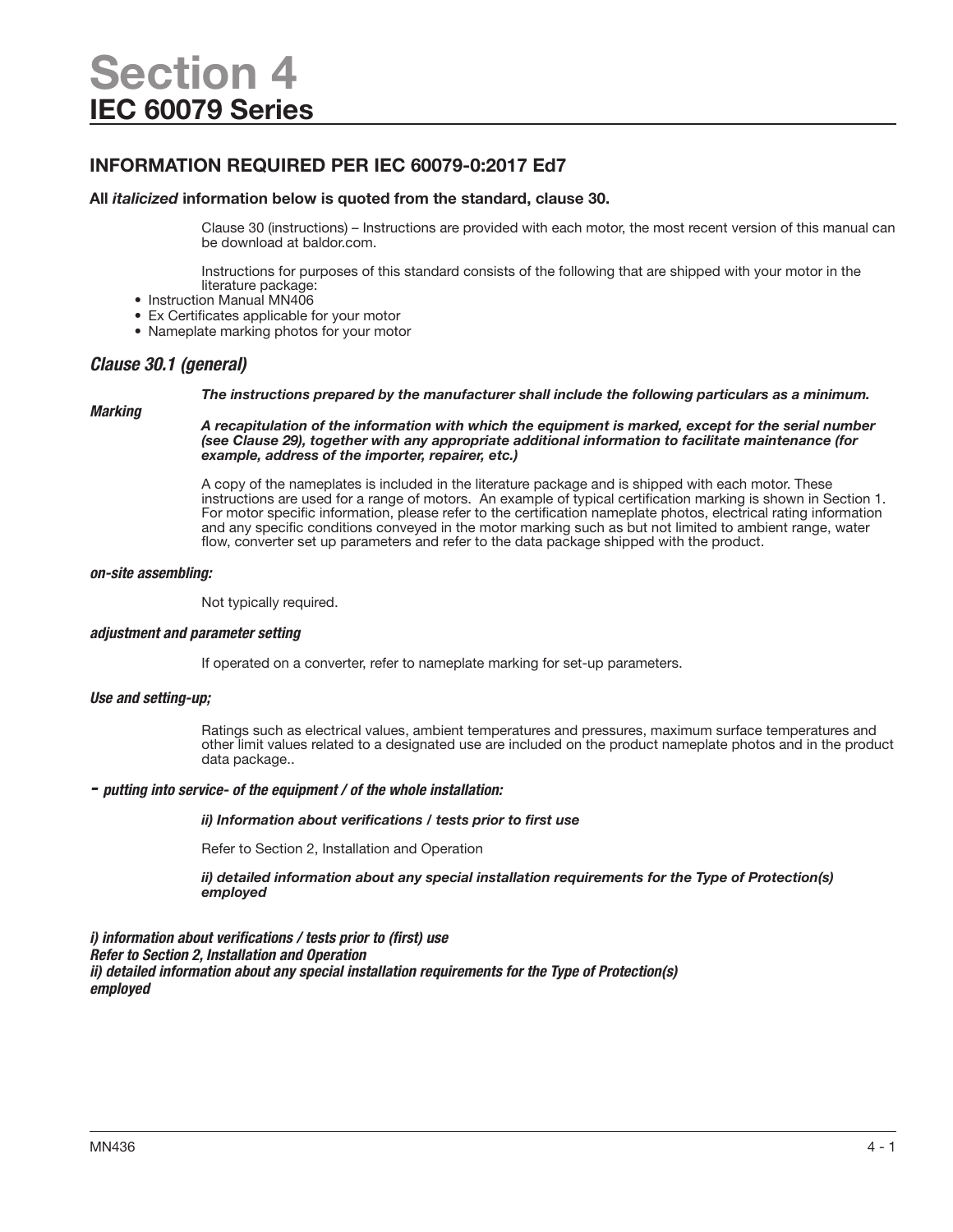# Section 4
## IEC 60079 Series

### INFORMATION REQUIRED PER IEC 60079-0:2017 Ed7

**All *italicized* information below is quoted from the standard, clause 30.**

Clause 30 (instructions) – Instructions are provided with each motor, the most recent version of this manual can be download at baldor.com.

Instructions for purposes of this standard consists of the following that are shipped with your motor in the literature package:

- Instruction Manual MN406
- Ex Certificates applicable for your motor
- Nameplate marking photos for your motor

### *Clause 30.1 (general)*

***The instructions prepared by the manufacturer shall include the following particulars as a minimum.***

***Marking***

***A recapitulation of the information with which the equipment is marked, except for the serial number (see Clause 29), together with any appropriate additional information to facilitate maintenance (for example, address of the importer, repairer, etc.)***

A copy of the nameplates is included in the literature package and is shipped with each motor. These instructions are used for a range of motors. An example of typical certification marking is shown in Section 1. For motor specific information, please refer to the certification nameplate photos, electrical rating information and any specific conditions conveyed in the motor marking such as but not limited to ambient range, water flow, converter set up parameters and refer to the data package shipped with the product.

***on-site assembling:***

Not typically required.

***adjustment and parameter setting***

If operated on a converter, refer to nameplate marking for set-up parameters.

***Use and setting-up;***

Ratings such as electrical values, ambient temperatures and pressures, maximum surface temperatures and other limit values related to a designated use are included on the product nameplate photos and in the product data package..

***- putting into service- of the equipment / of the whole installation:***

***ii) Information about verifications / tests prior to first use***

Refer to Section 2, Installation and Operation

***ii) detailed information about any special installation requirements for the Type of Protection(s) employed***

***i) information about verifications / tests prior to (first) use***
***Refer to Section 2, Installation and Operation***
***ii) detailed information about any special installation requirements for the Type of Protection(s) employed***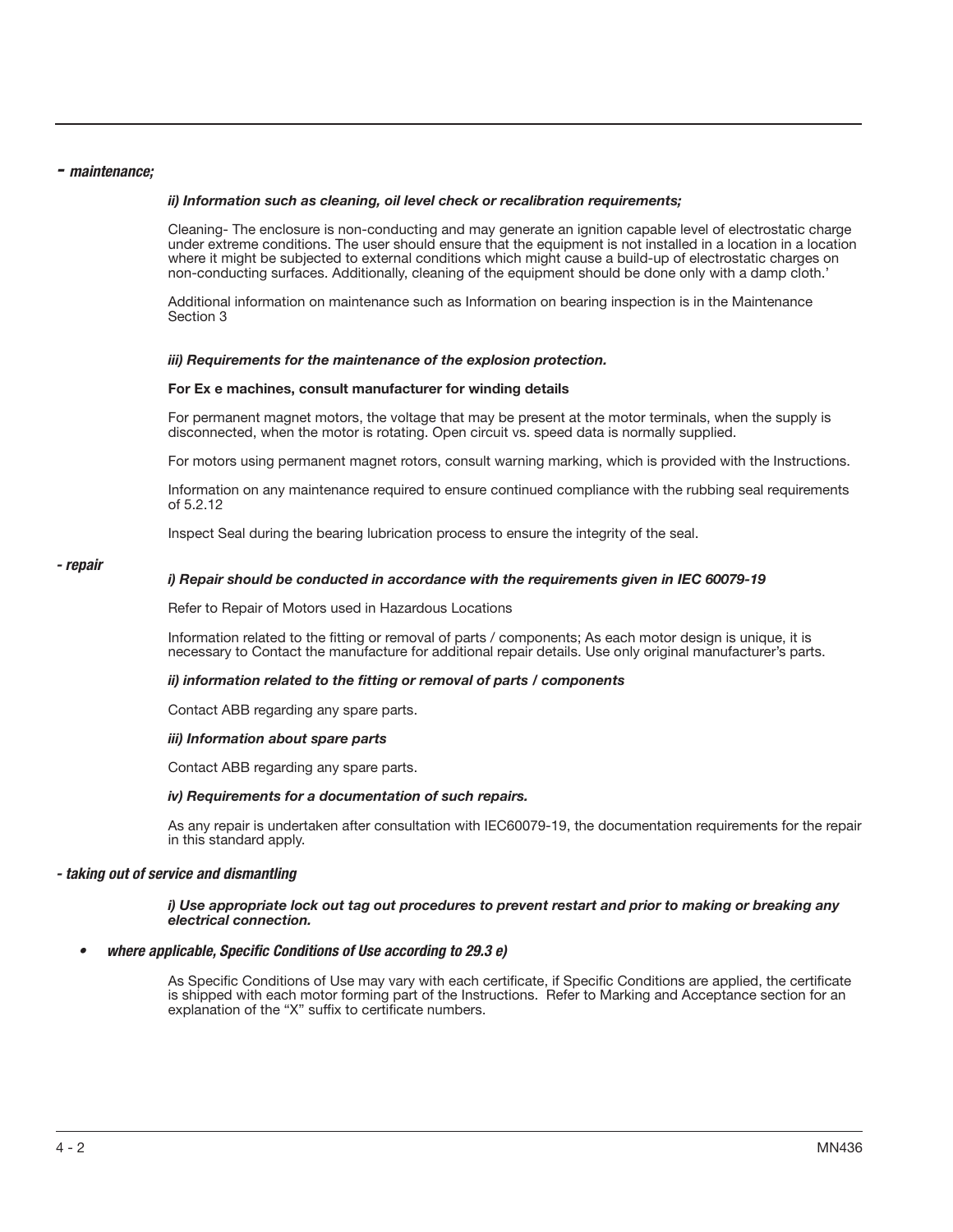***- maintenance;***

***ii) Information such as cleaning, oil level check or recalibration requirements;***

Cleaning- The enclosure is non-conducting and may generate an ignition capable level of electrostatic charge under extreme conditions. The user should ensure that the equipment is not installed in a location in a location where it might be subjected to external conditions which might cause a build-up of electrostatic charges on non-conducting surfaces. Additionally, cleaning of the equipment should be done only with a damp cloth.'

Additional information on maintenance such as Information on bearing inspection is in the Maintenance Section 3

***iii) Requirements for the maintenance of the explosion protection.***

**For Ex e machines, consult manufacturer for winding details**

For permanent magnet motors, the voltage that may be present at the motor terminals, when the supply is disconnected, when the motor is rotating. Open circuit vs. speed data is normally supplied.

For motors using permanent magnet rotors, consult warning marking, which is provided with the Instructions.

Information on any maintenance required to ensure continued compliance with the rubbing seal requirements of 5.2.12

Inspect Seal during the bearing lubrication process to ensure the integrity of the seal.

***- repair***

***i) Repair should be conducted in accordance with the requirements given in IEC 60079-19***

Refer to Repair of Motors used in Hazardous Locations

Information related to the fitting or removal of parts / components; As each motor design is unique, it is necessary to Contact the manufacture for additional repair details. Use only original manufacturer's parts.

***ii) information related to the fitting or removal of parts / components***

Contact ABB regarding any spare parts.

***iii) Information about spare parts***

Contact ABB regarding any spare parts.

***iv) Requirements for a documentation of such repairs.***

As any repair is undertaken after consultation with IEC60079-19, the documentation requirements for the repair in this standard apply.

***- taking out of service and dismantling***

***i) Use appropriate lock out tag out procedures to prevent restart and prior to making or breaking any electrical connection.***

- ***where applicable, Specific Conditions of Use according to 29.3 e)***

As Specific Conditions of Use may vary with each certificate, if Specific Conditions are applied, the certificate is shipped with each motor forming part of the Instructions. Refer to Marking and Acceptance section for an explanation of the "X" suffix to certificate numbers.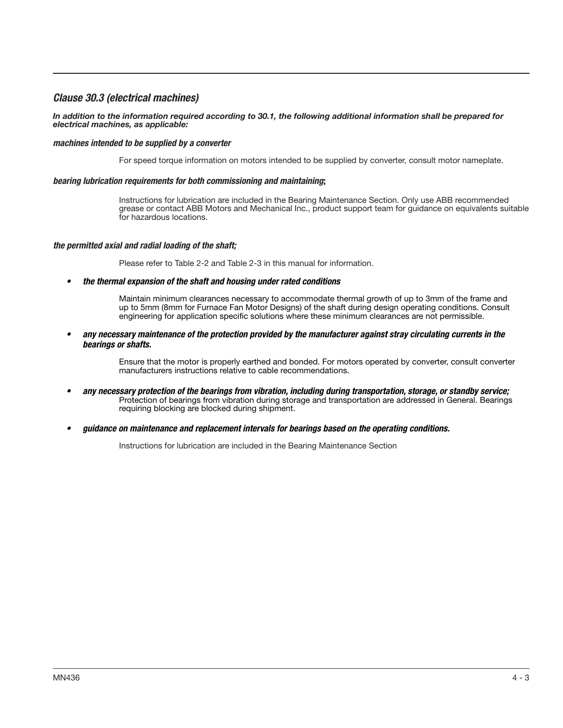## *Clause 30.3 (electrical machines)*

***In addition to the information required according to 30.1, the following additional information shall be prepared for electrical machines, as applicable:***

***machines intended to be supplied by a converter***

For speed torque information on motors intended to be supplied by converter, consult motor nameplate.

***bearing lubrication requirements for both commissioning and maintaining*;**

Instructions for lubrication are included in the Bearing Maintenance Section. Only use ABB recommended grease or contact ABB Motors and Mechanical Inc., product support team for guidance on equivalents suitable for hazardous locations.

***the permitted axial and radial loading of the shaft;***

Please refer to Table 2-2 and Table 2-3 in this manual for information.

- ***the thermal expansion of the shaft and housing under rated conditions***

  Maintain minimum clearances necessary to accommodate thermal growth of up to 3mm of the frame and up to 5mm (8mm for Furnace Fan Motor Designs) of the shaft during design operating conditions. Consult engineering for application specific solutions where these minimum clearances are not permissible.

- ***any necessary maintenance of the protection provided by the manufacturer against stray circulating currents in the bearings or shafts.***

  Ensure that the motor is properly earthed and bonded. For motors operated by converter, consult converter manufacturers instructions relative to cable recommendations.

- ***any necessary protection of the bearings from vibration, including during transportation, storage, or standby service;***
  Protection of bearings from vibration during storage and transportation are addressed in General. Bearings requiring blocking are blocked during shipment.

- ***guidance on maintenance and replacement intervals for bearings based on the operating conditions.***

  Instructions for lubrication are included in the Bearing Maintenance Section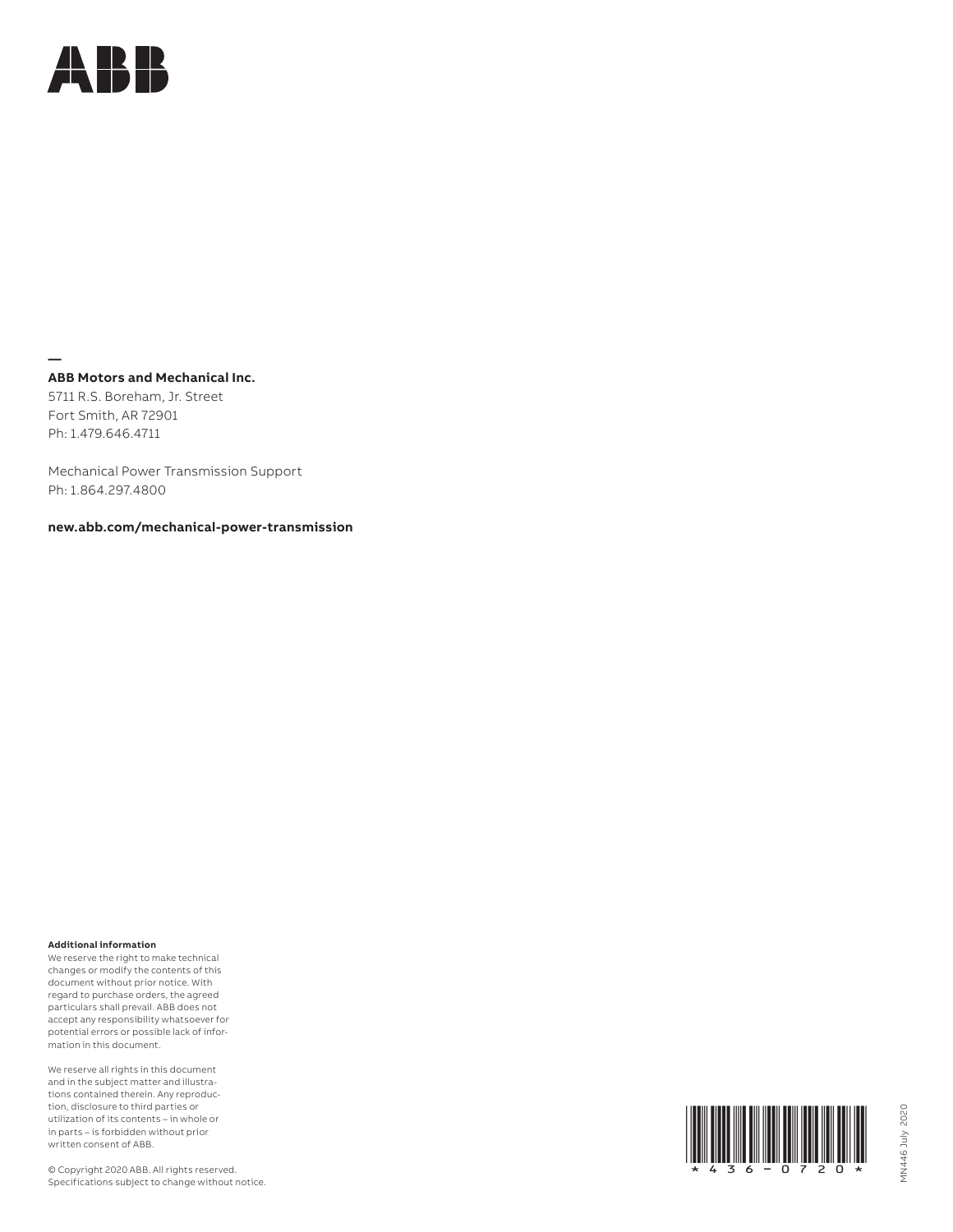ABB

—

**ABB Motors and Mechanical Inc.**
5711 R.S. Boreham, Jr. Street
Fort Smith, AR 72901
Ph: 1.479.646.4711

Mechanical Power Transmission Support
Ph: 1.864.297.4800

**new.abb.com/mechanical-power-transmission**

**Additional information**
We reserve the right to make technical changes or modify the contents of this document without prior notice. With regard to purchase orders, the agreed particulars shall prevail. ABB does not accept any responsibility whatsoever for potential errors or possible lack of information in this document.

We reserve all rights in this document and in the subject matter and illustrations contained therein. Any reproduction, disclosure to third parties or utilization of its contents – in whole or in parts – is forbidden without prior written consent of ABB.

© Copyright 2020 ABB. All rights reserved.
Specifications subject to change without notice.

*436-0720*

MN446 July 2020